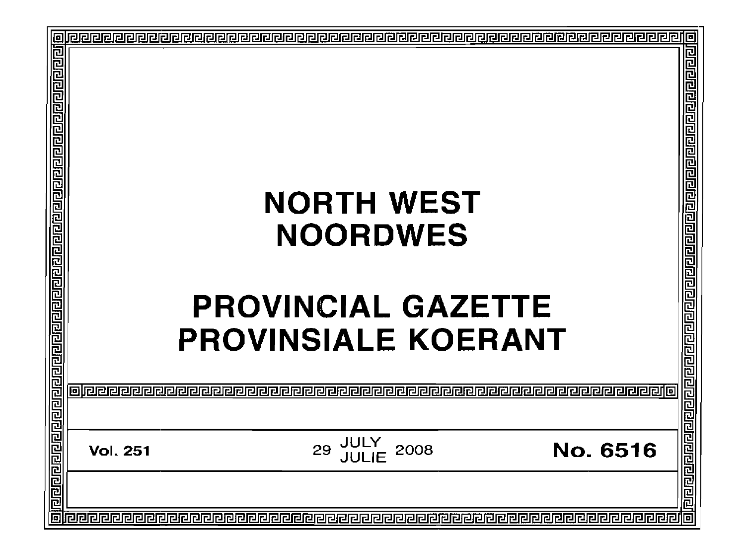# NORTH WEST
# NOORDWES

# PROVINCIAL GAZETTE
# PROVINSIALE KOERANT

**Vol. 251** | 29 JULY / JULIE 2008 | **No. 6516**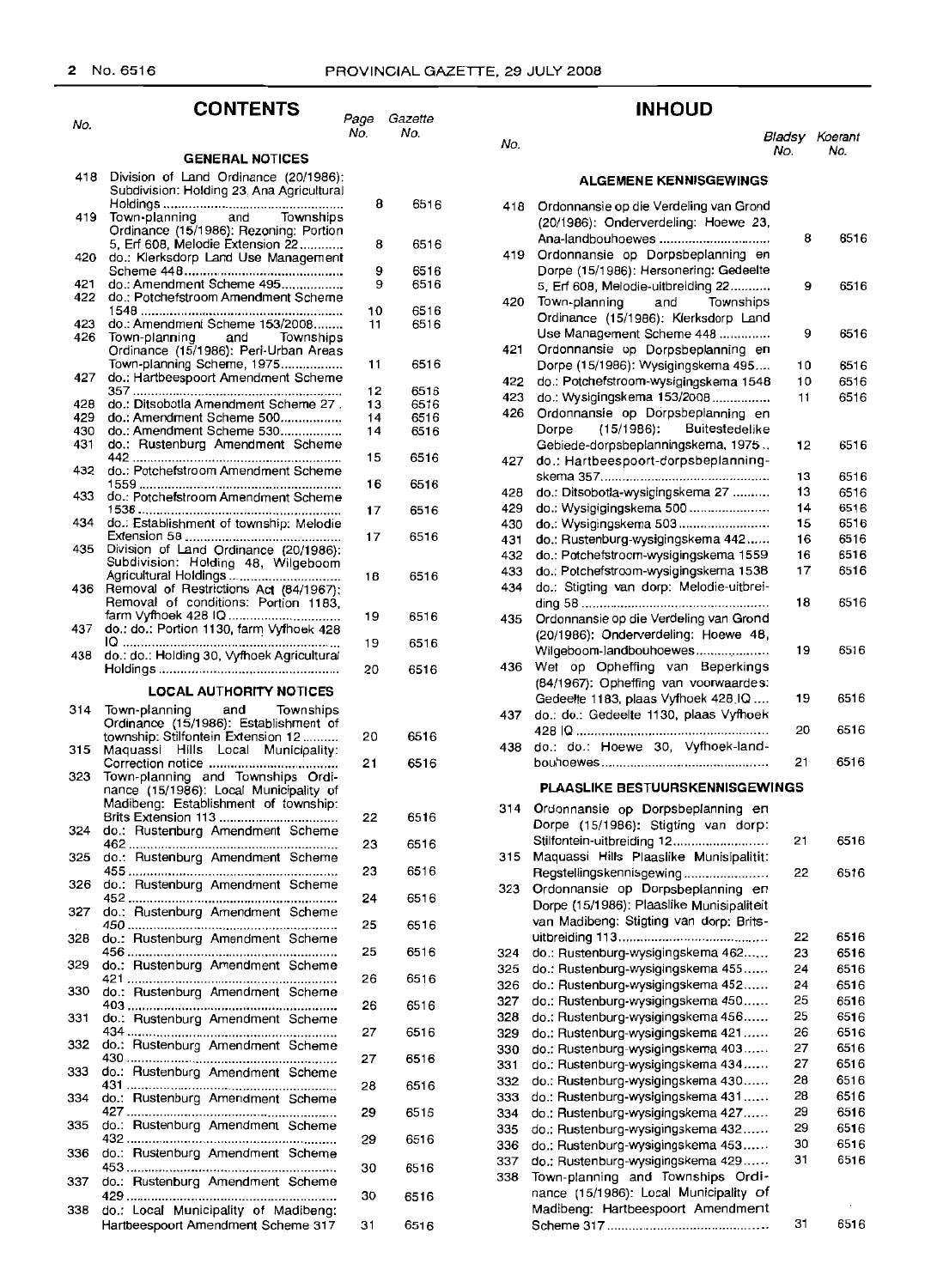## CONTENTS

| No. | | Page No. | Gazette No. |
|---|---|---|---|
| | **GENERAL NOTICES** | | |
| 418 | Division of Land Ordinance (20/1986): Subdivision: Holding 23, Ana Agricultural Holdings | 8 | 6516 |
| 419 | Town-planning and Townships Ordinance (15/1986): Rezoning: Portion 5, Erf 608, Melodie Extension 22 | 8 | 6516 |
| 420 | do.: Klerksdorp Land Use Management Scheme 448 | 9 | 6516 |
| 421 | do.: Amendment Scheme 495 | 9 | 6516 |
| 422 | do.: Potchefstroom Amendment Scheme 1548 | 10 | 6516 |
| 423 | do.: Amendment Scheme 153/2008 | 11 | 6516 |
| 426 | Town-planning and Townships Ordinance (15/1986): Peri-Urban Areas Town-planning Scheme, 1975 | 11 | 6516 |
| 427 | do.: Hartbeespoort Amendment Scheme 357 | 12 | 6516 |
| 428 | do.: Ditsobotla Amendment Scheme 27 | 13 | 6516 |
| 429 | do.: Amendment Scheme 500 | 14 | 6516 |
| 430 | do.: Amendment Scheme 530 | 14 | 6516 |
| 431 | do.: Rustenburg Amendment Scheme 442 | 15 | 6516 |
| 432 | do.: Potchefstroom Amendment Scheme 1559 | 16 | 6516 |
| 433 | do.: Potchefstroom Amendment Scheme 1538 | 17 | 6516 |
| 434 | do.: Establishment of township: Melodie Extension 58 | 17 | 6516 |
| 435 | Division of Land Ordinance (20/1986): Subdivision: Holding 48, Wilgeboom Agricultural Holdings | 18 | 6516 |
| 436 | Removal of Restrictions Act (84/1967): Removal of conditions: Portion 1183, farm Vyfhoek 428 IQ | 19 | 6516 |
| 437 | do.: do.: Portion 1130, farm Vyfhoek 428 IQ | 19 | 6516 |
| 438 | do.: do.: Holding 30, Vyfhoek Agricultural Holdings | 20 | 6516 |
| | **LOCAL AUTHORITY NOTICES** | | |
| 314 | Town-planning and Townships Ordinance (15/1986): Establishment of township: Stilfontein Extension 12 | 20 | 6516 |
| 315 | Maquassi Hills Local Municipality: Correction notice | 21 | 6516 |
| 323 | Town-planning and Townships Ordinance (15/1986): Local Municipality of Madibeng: Establishment of township: Brits Extension 113 | 22 | 6516 |
| 324 | do.: Rustenburg Amendment Scheme 462 | 23 | 6516 |
| 325 | do.: Rustenburg Amendment Scheme 455 | 23 | 6516 |
| 326 | do.: Rustenburg Amendment Scheme 452 | 24 | 6516 |
| 327 | do.: Rustenburg Amendment Scheme 450 | 25 | 6516 |
| 328 | do.: Rustenburg Amendment Scheme 456 | 25 | 6516 |
| 329 | do.: Rustenburg Amendment Scheme 421 | 26 | 6516 |
| 330 | do.: Rustenburg Amendment Scheme 403 | 26 | 6516 |
| 331 | do.: Rustenburg Amendment Scheme 434 | 27 | 6516 |
| 332 | do.: Rustenburg Amendment Scheme 430 | 27 | 6516 |
| 333 | do.: Rustenburg Amendment Scheme 431 | 28 | 6516 |
| 334 | do.: Rustenburg Amendment Scheme 427 | 29 | 6516 |
| 335 | do.: Rustenburg Amendment Scheme 432 | 29 | 6516 |
| 336 | do.: Rustenburg Amendment Scheme 453 | 30 | 6516 |
| 337 | do.: Rustenburg Amendment Scheme 429 | 30 | 6516 |
| 338 | do.: Local Municipality of Madibeng: Hartbeespoort Amendment Scheme 317 | 31 | 6516 |

## INHOUD

| No. | | Bladsy No. | Koerant No. |
|---|---|---|---|
| | **ALGEMENE KENNISGEWINGS** | | |
| 418 | Ordonnansie op die Verdeling van Grond (20/1986): Onderverdeling: Hoewe 23, Ana-landbouhoewes | 8 | 6516 |
| 419 | Ordonnansie op Dorpsbeplanning en Dorpe (15/1986): Hersonering: Gedeelte 5, Erf 608, Melodie-uitbreiding 22 | 9 | 6516 |
| 420 | Town-planning and Townships Ordinance (15/1986): Klerksdorp Land Use Management Scheme 448 | 9 | 6516 |
| 421 | Ordonnansie op Dorpsbeplanning en Dorpe (15/1986): Wysigingskema 495 | 10 | 6516 |
| 422 | do.: Potchefstroom-wysigingskema 1548 | 10 | 6516 |
| 423 | do.: Wysigingskema 153/2008 | 11 | 6516 |
| 426 | Ordonnansie op Dorpsbeplanning en Dorpe (15/1986): Buitestedelike Gebiede-dorpsbeplanningskema, 1975 | 12 | 6516 |
| 427 | do.: Hartbeespoort-dorpsbeplanning-skema 357 | 13 | 6516 |
| 428 | do.: Ditsobotla-wysigingskema 27 | 13 | 6516 |
| 429 | do.: Wysigingskema 500 | 14 | 6516 |
| 430 | do.: Wysigingskema 503 | 15 | 6516 |
| 431 | do.: Rustenburg-wysigingskema 442 | 16 | 6516 |
| 432 | do.: Potchefstroom-wysigingskema 1559 | 16 | 6516 |
| 433 | do.: Potchefstroom-wysigingskema 1538 | 17 | 6516 |
| 434 | do.: Stigting van dorp: Melodie-uitbreiding 58 | 18 | 6516 |
| 435 | Ordonnansie op die Verdeling van Grond (20/1986): Onderverdeling: Hoewe 48, Wilgeboom-landbouhoewes | 19 | 6516 |
| 436 | Wet op Opheffing van Beperkings (84/1967): Opheffing van voorwaardes: Gedeelte 1183, plaas Vyfhoek 428 IQ | 19 | 6516 |
| 437 | do.: do.: Gedeelte 1130, plaas Vyfhoek 428 IQ | 20 | 6516 |
| 438 | do.: do.: Hoewe 30, Vyfhoek-landbouhoewes | 21 | 6516 |
| | **PLAASLIKE BESTUURSKENNISGEWINGS** | | |
| 314 | Ordonnansie op Dorpsbeplanning en Dorpe (15/1986): Stigting van dorp: Stilfontein-uitbreiding 12 | 21 | 6516 |
| 315 | Maquassi Hills Plaaslike Munisipaliteit: Regstellingskennisgewing | 22 | 6516 |
| 323 | Ordonnansie op Dorpsbeplanning en Dorpe (15/1986): Plaaslike Munisipaliteit van Madibeng: Stigting van dorp: Brits-uitbreiding 113 | 22 | 6516 |
| 324 | do.: Rustenburg-wysigingskema 462 | 23 | 6516 |
| 325 | do.: Rustenburg-wysigingskema 455 | 24 | 6516 |
| 326 | do.: Rustenburg-wysigingskema 452 | 24 | 6516 |
| 327 | do.: Rustenburg-wysigingskema 450 | 25 | 6516 |
| 328 | do.: Rustenburg-wysigingskema 456 | 25 | 6516 |
| 329 | do.: Rustenburg-wysigingskema 421 | 26 | 6516 |
| 330 | do.: Rustenburg-wysigingskema 403 | 27 | 6516 |
| 331 | do.: Rustenburg-wysigingskema 434 | 27 | 6516 |
| 332 | do.: Rustenburg-wysigingskema 430 | 28 | 6516 |
| 333 | do.: Rustenburg-wysigingskema 431 | 28 | 6516 |
| 334 | do.: Rustenburg-wysigingskema 427 | 29 | 6516 |
| 335 | do.: Rustenburg-wysigingskema 432 | 29 | 6516 |
| 336 | do.: Rustenburg-wysigingskema 453 | 30 | 6516 |
| 337 | do.: Rustenburg-wysigingskema 429 | 31 | 6516 |
| 338 | Town-planning and Townships Ordinance (15/1986): Local Municipality of Madibeng: Hartbeespoort Amendment Scheme 317 | 31 | 6516 |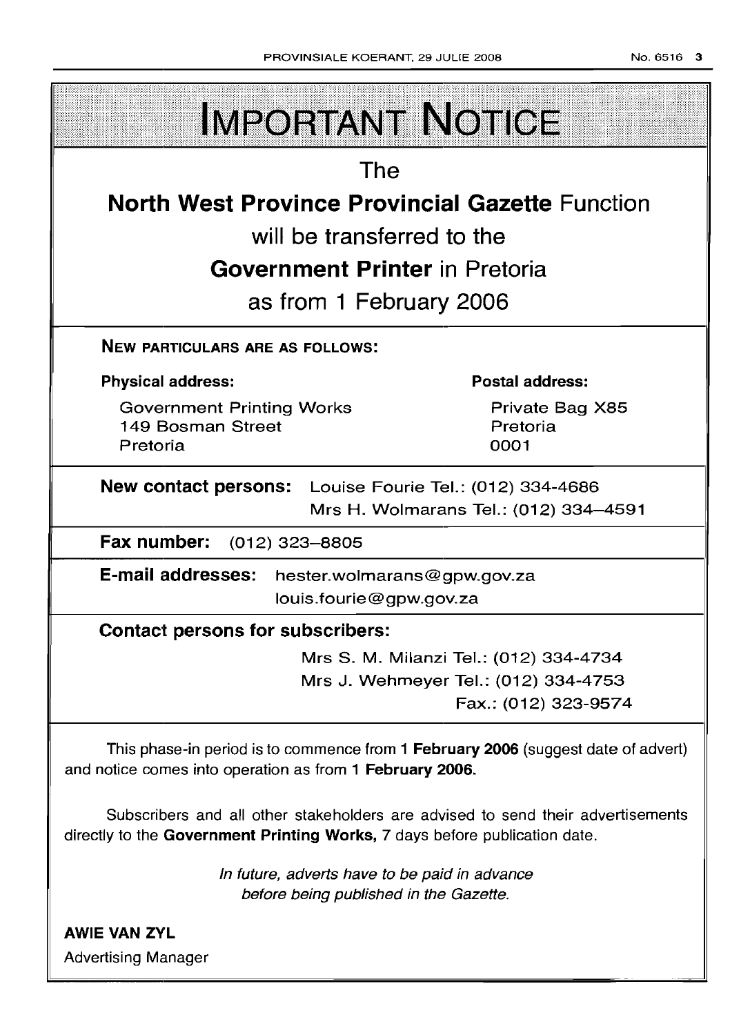# IMPORTANT NOTICE

The

**North West Province Provincial Gazette** Function

will be transferred to the

**Government Printer** in Pretoria

as from 1 February 2006

**NEW PARTICULARS ARE AS FOLLOWS:**

**Physical address:**

Government Printing Works
149 Bosman Street
Pretoria

**Postal address:**

Private Bag X85
Pretoria
0001

**New contact persons:** Louise Fourie Tel.: (012) 334-4686
Mrs H. Wolmarans Tel.: (012) 334–4591

**Fax number:** (012) 323–8805

**E-mail addresses:** hester.wolmarans@gpw.gov.za
louis.fourie@gpw.gov.za

**Contact persons for subscribers:**

Mrs S. M. Milanzi Tel.: (012) 334-4734
Mrs J. Wehmeyer Tel.: (012) 334-4753
Fax.: (012) 323-9574

This phase-in period is to commence from **1 February 2006** (suggest date of advert) and notice comes into operation as from **1 February 2006.**

Subscribers and all other stakeholders are advised to send their advertisements directly to the **Government Printing Works,** 7 days before publication date.

*In future, adverts have to be paid in advance before being published in the Gazette.*

**AWIE VAN ZYL**
Advertising Manager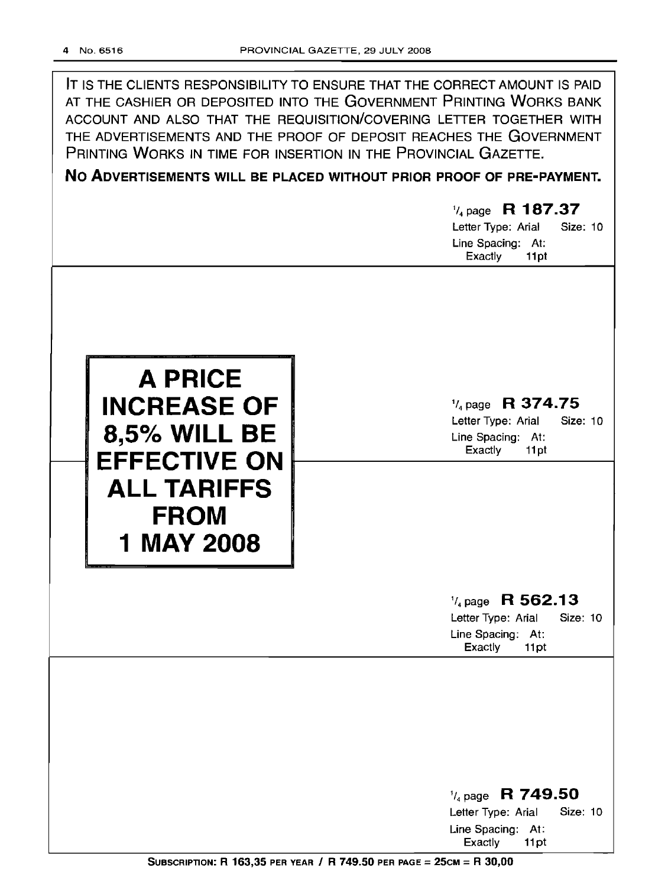IT IS THE CLIENTS RESPONSIBILITY TO ENSURE THAT THE CORRECT AMOUNT IS PAID AT THE CASHIER OR DEPOSITED INTO THE GOVERNMENT PRINTING WORKS BANK ACCOUNT AND ALSO THAT THE REQUISITION/COVERING LETTER TOGETHER WITH THE ADVERTISEMENTS AND THE PROOF OF DEPOSIT REACHES THE GOVERNMENT PRINTING WORKS IN TIME FOR INSERTION IN THE PROVINCIAL GAZETTE.

**NO ADVERTISEMENTS WILL BE PLACED WITHOUT PRIOR PROOF OF PRE-PAYMENT.**

$^1/_4$ page **R 187.37**
Letter Type: Arial Size: 10
Line Spacing: At: Exactly 11pt

**A PRICE INCREASE OF 8,5% WILL BE EFFECTIVE ON ALL TARIFFS FROM 1 MAY 2008**

$^1/_4$ page **R 374.75**
Letter Type: Arial Size: 10
Line Spacing: At: Exactly 11pt

$^1/_4$ page **R 562.13**
Letter Type: Arial Size: 10
Line Spacing: At: Exactly 11pt

$^1/_4$ page **R 749.50**
Letter Type: Arial Size: 10
Line Spacing: At: Exactly 11pt

**SUBSCRIPTION: R 163,35 PER YEAR / R 749.50 PER PAGE = 25CM = R 30,00**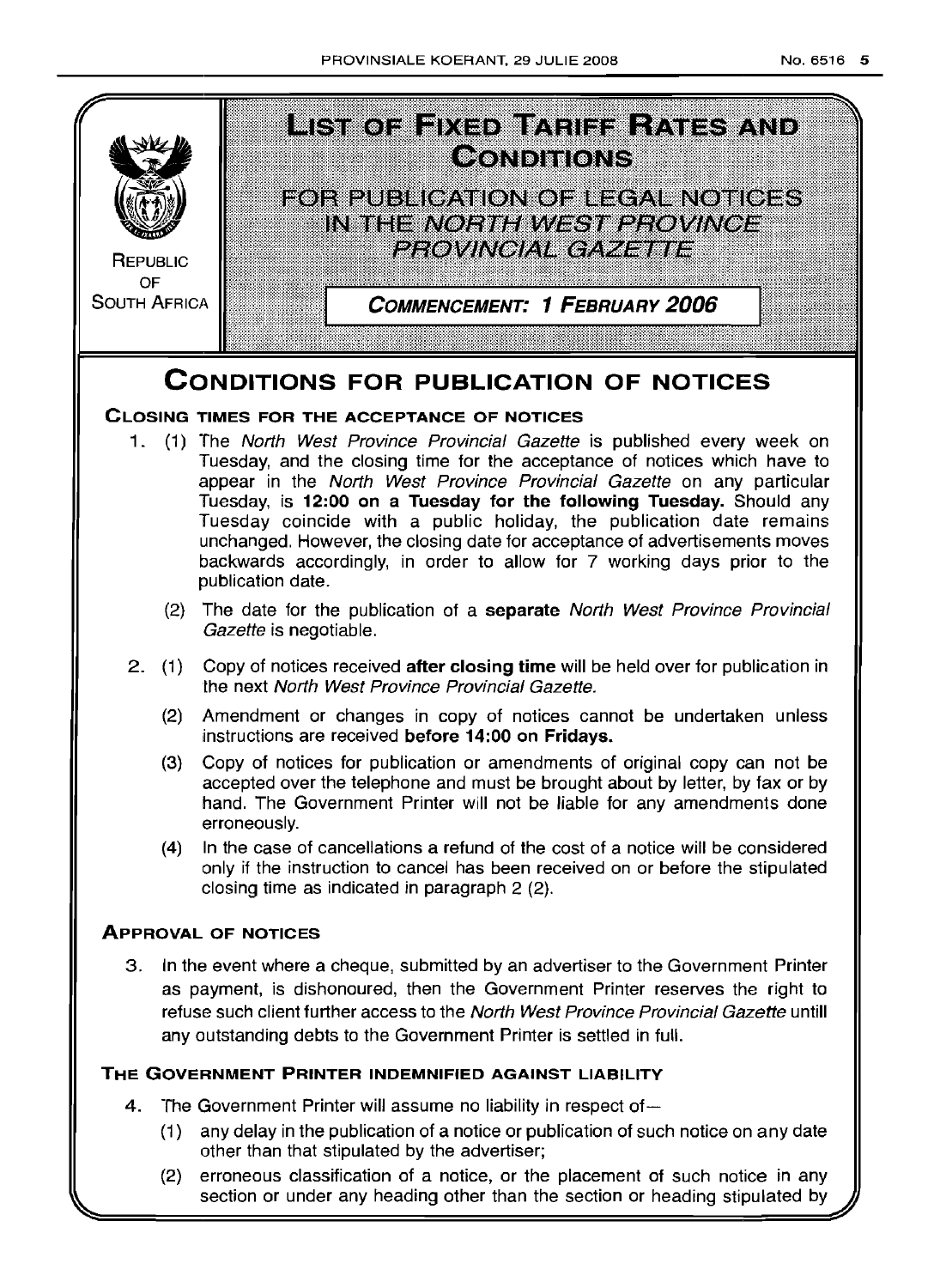REPUBLIC OF SOUTH AFRICA

# LIST OF FIXED TARIFF RATES AND CONDITIONS

## FOR PUBLICATION OF LEGAL NOTICES IN THE *NORTH WEST PROVINCE PROVINCIAL GAZETTE*

**COMMENCEMENT: 1 FEBRUARY 2006**

# CONDITIONS FOR PUBLICATION OF NOTICES

### CLOSING TIMES FOR THE ACCEPTANCE OF NOTICES

1. (1) The *North West Province Provincial Gazette* is published every week on Tuesday, and the closing time for the acceptance of notices which have to appear in the *North West Province Provincial Gazette* on any particular Tuesday, is **12:00 on a Tuesday for the following Tuesday.** Should any Tuesday coincide with a public holiday, the publication date remains unchanged. However, the closing date for acceptance of advertisements moves backwards accordingly, in order to allow for 7 working days prior to the publication date.

   (2) The date for the publication of a **separate** *North West Province Provincial Gazette* is negotiable.

2. (1) Copy of notices received **after closing time** will be held over for publication in the next *North West Province Provincial Gazette.*

   (2) Amendment or changes in copy of notices cannot be undertaken unless instructions are received **before 14:00 on Fridays.**

   (3) Copy of notices for publication or amendments of original copy can not be accepted over the telephone and must be brought about by letter, by fax or by hand. The Government Printer will not be liable for any amendments done erroneously.

   (4) In the case of cancellations a refund of the cost of a notice will be considered only if the instruction to cancel has been received on or before the stipulated closing time as indicated in paragraph 2 (2).

### APPROVAL OF NOTICES

3. In the event where a cheque, submitted by an advertiser to the Government Printer as payment, is dishonoured, then the Government Printer reserves the right to refuse such client further access to the *North West Province Provincial Gazette* untill any outstanding debts to the Government Printer is settled in full.

### THE GOVERNMENT PRINTER INDEMNIFIED AGAINST LIABILITY

4. The Government Printer will assume no liability in respect of—

   (1) any delay in the publication of a notice or publication of such notice on any date other than that stipulated by the advertiser;

   (2) erroneous classification of a notice, or the placement of such notice in any section or under any heading other than the section or heading stipulated by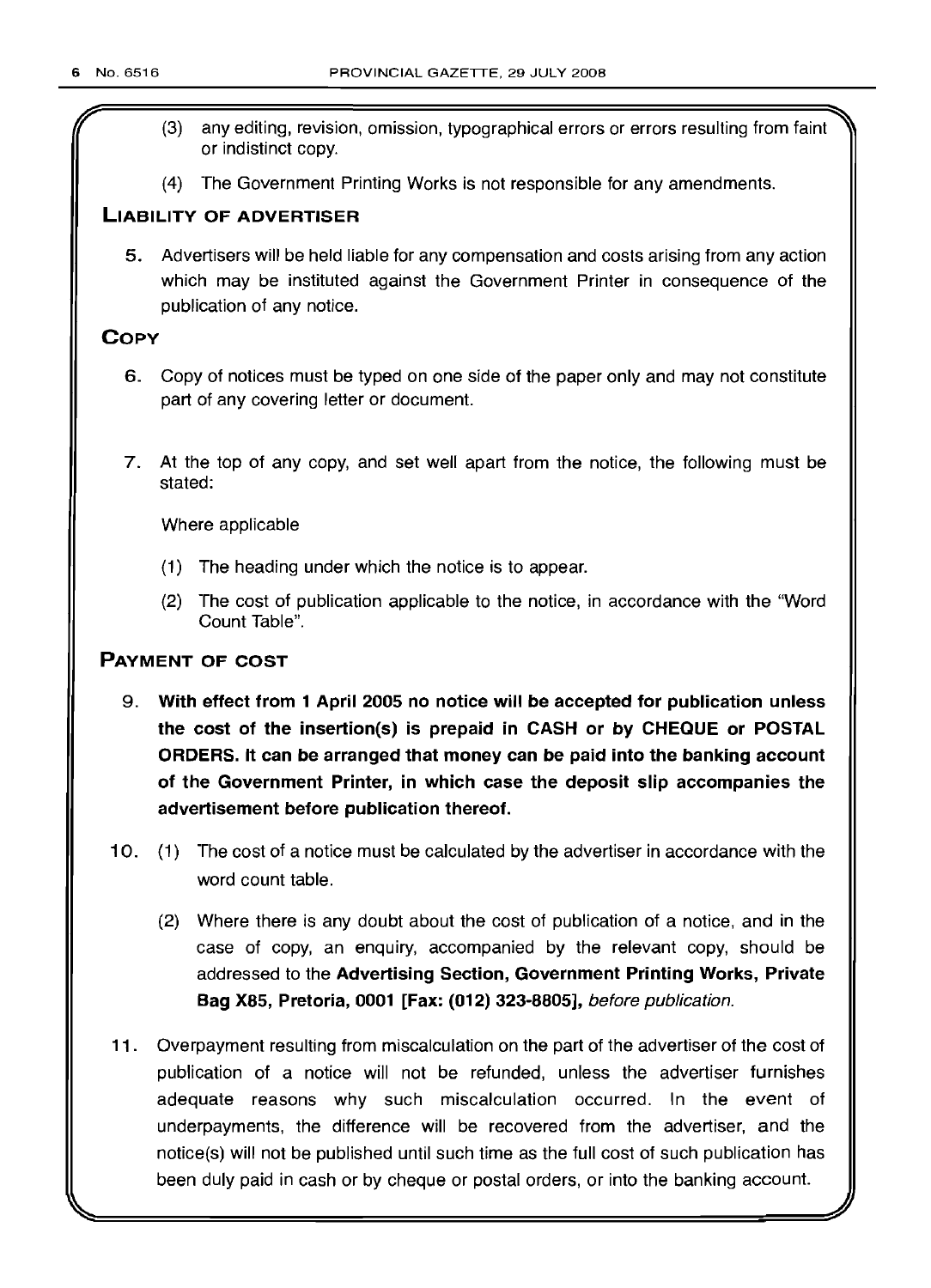(3) any editing, revision, omission, typographical errors or errors resulting from faint or indistinct copy.

(4) The Government Printing Works is not responsible for any amendments.

## LIABILITY OF ADVERTISER

5. Advertisers will be held liable for any compensation and costs arising from any action which may be instituted against the Government Printer in consequence of the publication of any notice.

## COPY

6. Copy of notices must be typed on one side of the paper only and may not constitute part of any covering letter or document.

7. At the top of any copy, and set well apart from the notice, the following must be stated:

   Where applicable

   (1) The heading under which the notice is to appear.

   (2) The cost of publication applicable to the notice, in accordance with the "Word Count Table".

## PAYMENT OF COST

9. **With effect from 1 April 2005 no notice will be accepted for publication unless the cost of the insertion(s) is prepaid in CASH or by CHEQUE or POSTAL ORDERS. It can be arranged that money can be paid into the banking account of the Government Printer, in which case the deposit slip accompanies the advertisement before publication thereof.**

10. (1) The cost of a notice must be calculated by the advertiser in accordance with the word count table.

    (2) Where there is any doubt about the cost of publication of a notice, and in the case of copy, an enquiry, accompanied by the relevant copy, should be addressed to the **Advertising Section, Government Printing Works, Private Bag X85, Pretoria, 0001 [Fax: (012) 323-8805],** *before publication.*

11. Overpayment resulting from miscalculation on the part of the advertiser of the cost of publication of a notice will not be refunded, unless the advertiser furnishes adequate reasons why such miscalculation occurred. In the event of underpayments, the difference will be recovered from the advertiser, and the notice(s) will not be published until such time as the full cost of such publication has been duly paid in cash or by cheque or postal orders, or into the banking account.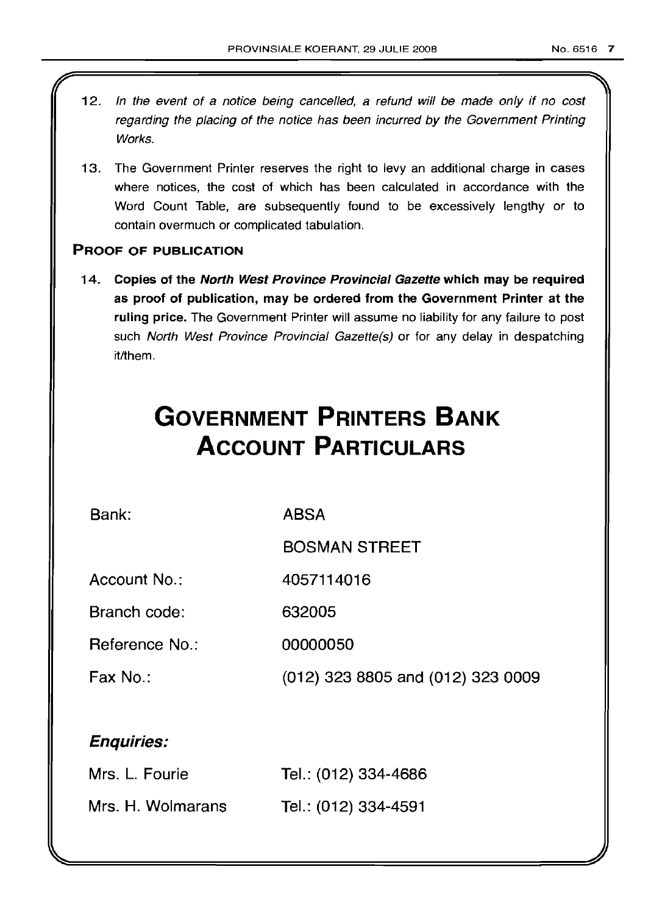12. *In the event of a notice being cancelled, a refund will be made only if no cost regarding the placing of the notice has been incurred by the Government Printing Works.*

13. The Government Printer reserves the right to levy an additional charge in cases where notices, the cost of which has been calculated in accordance with the Word Count Table, are subsequently found to be excessively lengthy or to contain overmuch or complicated tabulation.

**PROOF OF PUBLICATION**

14. **Copies of the *North West Province Provincial Gazette* which may be required as proof of publication, may be ordered from the Government Printer at the ruling price.** The Government Printer will assume no liability for any failure to post such *North West Province Provincial Gazette(s)* or for any delay in despatching it/them.

# GOVERNMENT PRINTERS BANK ACCOUNT PARTICULARS

| | |
|---|---|
| Bank: | ABSA |
| | BOSMAN STREET |
| Account No.: | 4057114016 |
| Branch code: | 632005 |
| Reference No.: | 00000050 |
| Fax No.: | (012) 323 8805 and (012) 323 0009 |

***Enquiries:***

| | |
|---|---|
| Mrs. L. Fourie | Tel.: (012) 334-4686 |
| Mrs. H. Wolmarans | Tel.: (012) 334-4591 |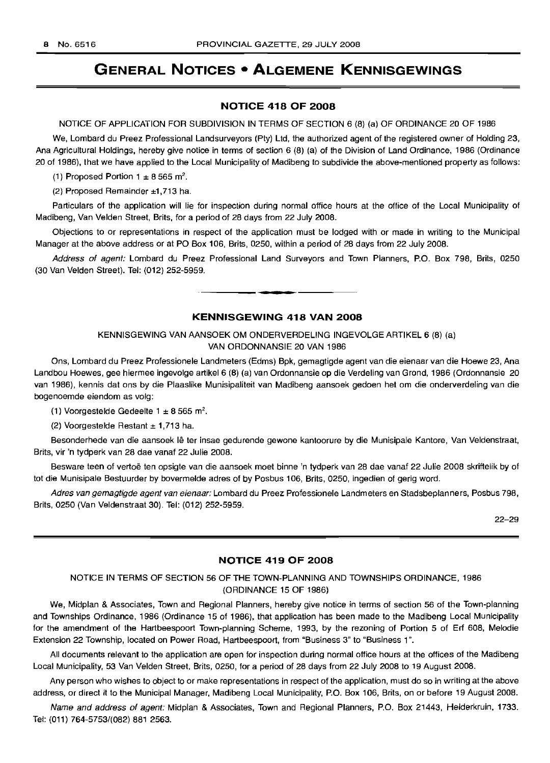# GENERAL NOTICES • ALGEMENE KENNISGEWINGS

## NOTICE 418 OF 2008

NOTICE OF APPLICATION FOR SUBDIVISION IN TERMS OF SECTION 6 (8) (a) OF ORDINANCE 20 OF 1986

We, Lombard du Preez Professional Landsurveyors (Pty) Ltd, the authorized agent of the registered owner of Holding 23, Ana Agricultural Holdings, hereby give notice in terms of section 6 (8) (a) of the Division of Land Ordinance, 1986 (Ordinance 20 of 1986), that we have applied to the Local Municipality of Madibeng to subdivide the above-mentioned property as follows:

(1) Proposed Portion 1 ± 8 565 m$^2$.

(2) Proposed Remainder ±1,713 ha.

Particulars of the application will lie for inspection during normal office hours at the office of the Local Municipality of Madibeng, Van Velden Street, Brits, for a period of 28 days from 22 July 2008.

Objections to or representations in respect of the application must be lodged with or made in writing to the Municipal Manager at the above address or at PO Box 106, Brits, 0250, within a period of 28 days from 22 July 2008.

*Address of agent:* Lombard du Preez Professional Land Surveyors and Town Planners, P.O. Box 798, Brits, 0250 (30 Van Velden Street). Tel: (012) 252-5959.

## KENNISGEWING 418 VAN 2008

KENNISGEWING VAN AANSOEK OM ONDERVERDELING INGEVOLGE ARTIKEL 6 (8) (a) VAN ORDONNANSIE 20 VAN 1986

Ons, Lombard du Preez Professionele Landmeters (Edms) Bpk, gemagtigde agent van die eienaar van die Hoewe 23, Ana Landbou Hoewes, gee hiermee ingevolge artikel 6 (8) (a) van Ordonnansie op die Verdeling van Grond, 1986 (Ordonnansie 20 van 1986), kennis dat ons by die Plaaslike Munisipaliteit van Madibeng aansoek gedoen het om die onderverdeling van die bogenoemde eiendom as volg:

(1) Voorgestelde Gedeelte 1 ± 8 565 m$^2$.

(2) Voorgestelde Restant ± 1,713 ha.

Besonderhede van die aansoek lê ter insae gedurende gewone kantoorure by die Munisipale Kantore, Van Veldenstraat, Brits, vir 'n tydperk van 28 dae vanaf 22 Julie 2008.

Besware teen of vertoë ten opsigte van die aansoek moet binne 'n tydperk van 28 dae vanaf 22 Julie 2008 skriftelik by of tot die Munisipale Bestuurder by bovermelde adres of by Posbus 106, Brits, 0250, ingedien of gerig word.

*Adres van gemagtigde agent van eienaar:* Lombard du Preez Professionele Landmeters en Stadsbeplanners, Posbus 798, Brits, 0250 (Van Veldenstraat 30). Tel: (012) 252-5959.

22–29

## NOTICE 419 OF 2008

NOTICE IN TERMS OF SECTION 56 OF THE TOWN-PLANNING AND TOWNSHIPS ORDINANCE, 1986 (ORDINANCE 15 OF 1986)

We, Midplan & Associates, Town and Regional Planners, hereby give notice in terms of section 56 of the Town-planning and Townships Ordinance, 1986 (Ordinance 15 of 1986), that application has been made to the Madibeng Local Municipality for the amendment of the Hartbeespoort Town-planning Scheme, 1993, by the rezoning of Portion 5 of Erf 608, Melodie Extension 22 Township, located on Power Road, Hartbeespoort, from "Business 3" to "Business 1".

All documents relevant to the application are open for inspection during normal office hours at the offices of the Madibeng Local Municipality, 53 Van Velden Street, Brits, 0250, for a period of 28 days from 22 July 2008 to 19 August 2008.

Any person who wishes to object to or make representations in respect of the application, must do so in writing at the above address, or direct it to the Municipal Manager, Madibeng Local Municipality, P.O. Box 106, Brits, on or before 19 August 2008.

*Name and address of agent:* Midplan & Associates, Town and Regional Planners, P.O. Box 21443, Helderkruin, 1733. Tel: (011) 764-5753/(082) 881 2563.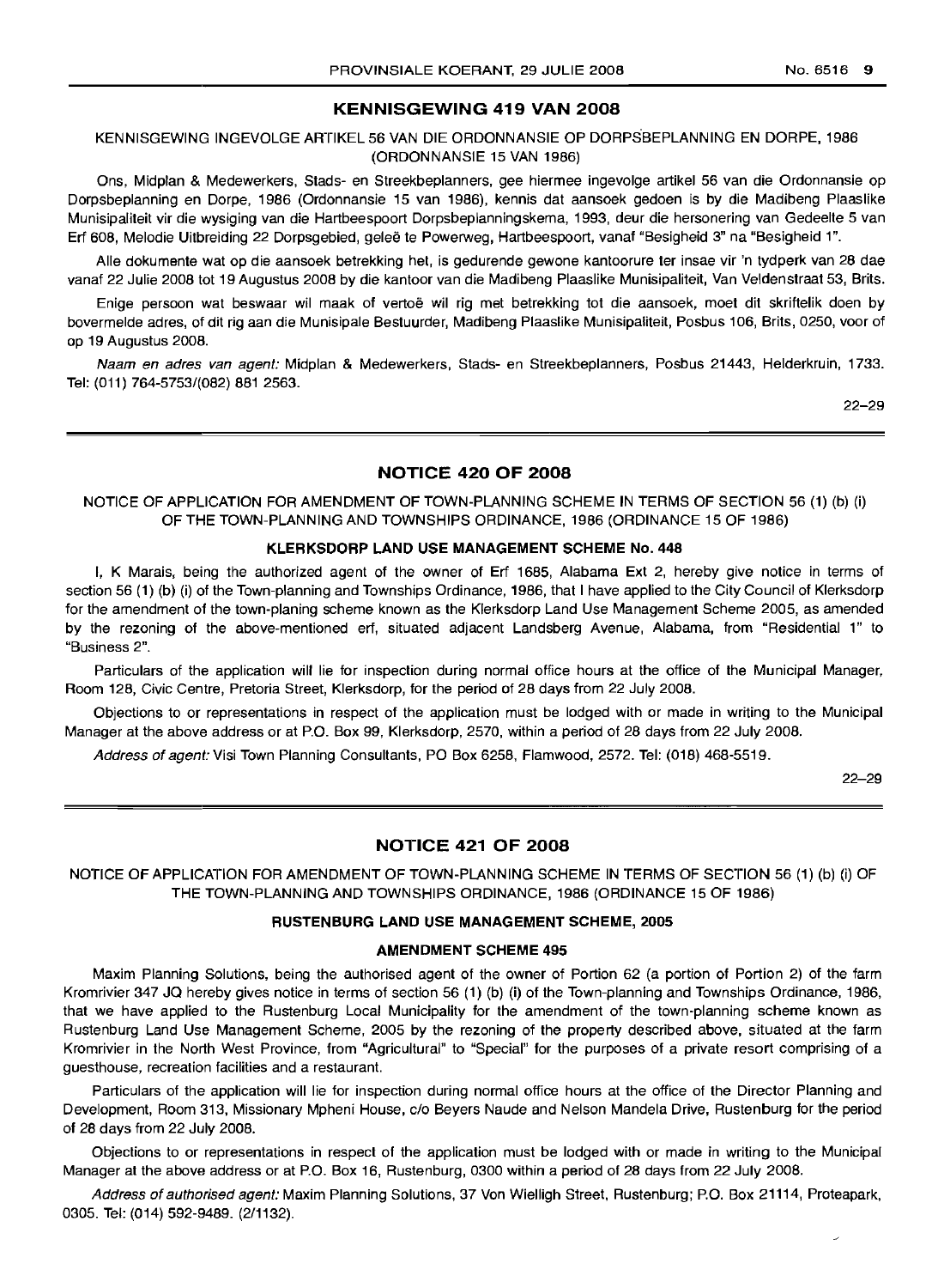## KENNISGEWING 419 VAN 2008

KENNISGEWING INGEVOLGE ARTIKEL 56 VAN DIE ORDONNANSIE OP DORPSBEPLANNING EN DORPE, 1986 (ORDONNANSIE 15 VAN 1986)

Ons, Midplan & Medewerkers, Stads- en Streekbeplanners, gee hiermee ingevolge artikel 56 van die Ordonnansie op Dorpsbeplanning en Dorpe, 1986 (Ordonnansie 15 van 1986), kennis dat aansoek gedoen is by die Madibeng Plaaslike Munisipaliteit vir die wysiging van die Hartbeespoort Dorpsbeplanningskema, 1993, deur die hersonering van Gedeelte 5 van Erf 608, Melodie Uitbreiding 22 Dorpsgebied, geleë te Powerweg, Hartbeespoort, vanaf "Besigheid 3" na "Besigheid 1".

Alle dokumente wat op die aansoek betrekking het, is gedurende gewone kantoorure ter insae vir 'n tydperk van 28 dae vanaf 22 Julie 2008 tot 19 Augustus 2008 by die kantoor van die Madibeng Plaaslike Munisipaliteit, Van Veldenstraat 53, Brits.

Enige persoon wat beswaar wil maak of vertoë wil rig met betrekking tot die aansoek, moet dit skriftelik doen by bovermelde adres, of dit rig aan die Munisipale Bestuurder, Madibeng Plaaslike Munisipaliteit, Posbus 106, Brits, 0250, voor of op 19 Augustus 2008.

*Naam en adres van agent:* Midplan & Medewerkers, Stads- en Streekbeplanners, Posbus 21443, Helderkruin, 1733. Tel: (011) 764-5753/(082) 881 2563.

22–29

## NOTICE 420 OF 2008

NOTICE OF APPLICATION FOR AMENDMENT OF TOWN-PLANNING SCHEME IN TERMS OF SECTION 56 (1) (b) (i) OF THE TOWN-PLANNING AND TOWNSHIPS ORDINANCE, 1986 (ORDINANCE 15 OF 1986)

### KLERKSDORP LAND USE MANAGEMENT SCHEME No. 448

I, K Marais, being the authorized agent of the owner of Erf 1685, Alabama Ext 2, hereby give notice in terms of section 56 (1) (b) (i) of the Town-planning and Townships Ordinance, 1986, that I have applied to the City Council of Klerksdorp for the amendment of the town-planing scheme known as the Klerksdorp Land Use Management Scheme 2005, as amended by the rezoning of the above-mentioned erf, situated adjacent Landsberg Avenue, Alabama, from "Residential 1" to "Business 2".

Particulars of the application will lie for inspection during normal office hours at the office of the Municipal Manager, Room 128, Civic Centre, Pretoria Street, Klerksdorp, for the period of 28 days from 22 July 2008.

Objections to or representations in respect of the application must be lodged with or made in writing to the Municipal Manager at the above address or at P.O. Box 99, Klerksdorp, 2570, within a period of 28 days from 22 July 2008.

*Address of agent:* Visi Town Planning Consultants, PO Box 6258, Flamwood, 2572. Tel: (018) 468-5519.

22–29

## NOTICE 421 OF 2008

NOTICE OF APPLICATION FOR AMENDMENT OF TOWN-PLANNING SCHEME IN TERMS OF SECTION 56 (1) (b) (i) OF THE TOWN-PLANNING AND TOWNSHIPS ORDINANCE, 1986 (ORDINANCE 15 OF 1986)

### RUSTENBURG LAND USE MANAGEMENT SCHEME, 2005

### AMENDMENT SCHEME 495

Maxim Planning Solutions, being the authorised agent of the owner of Portion 62 (a portion of Portion 2) of the farm Kromrivier 347 JQ hereby gives notice in terms of section 56 (1) (b) (i) of the Town-planning and Townships Ordinance, 1986, that we have applied to the Rustenburg Local Municipality for the amendment of the town-planning scheme known as Rustenburg Land Use Management Scheme, 2005 by the rezoning of the property described above, situated at the farm Kromrivier in the North West Province, from "Agricultural" to "Special" for the purposes of a private resort comprising of a guesthouse, recreation facilities and a restaurant.

Particulars of the application will lie for inspection during normal office hours at the office of the Director Planning and Development, Room 313, Missionary Mpheni House, c/o Beyers Naude and Nelson Mandela Drive, Rustenburg for the period of 28 days from 22 July 2008.

Objections to or representations in respect of the application must be lodged with or made in writing to the Municipal Manager at the above address or at P.O. Box 16, Rustenburg, 0300 within a period of 28 days from 22 July 2008.

*Address of authorised agent:* Maxim Planning Solutions, 37 Von Wielligh Street, Rustenburg; P.O. Box 21114, Proteapark, 0305. Tel: (014) 592-9489. (2/1132).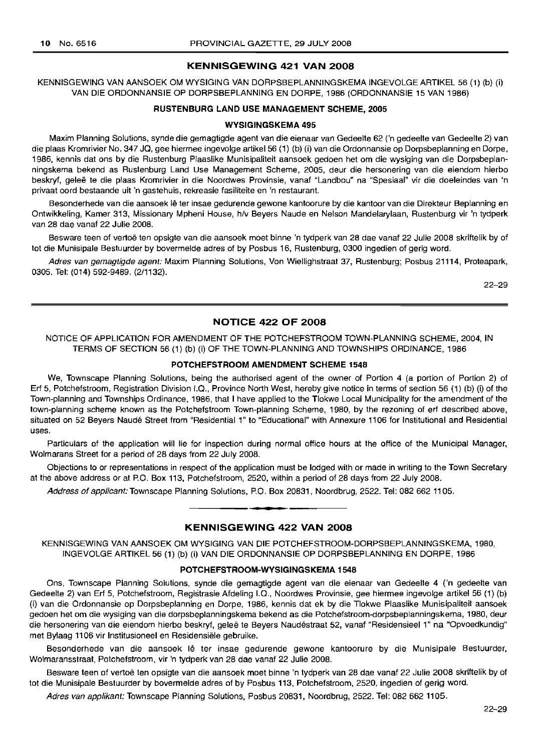## KENNISGEWING 421 VAN 2008

KENNISGEWING VAN AANSOEK OM WYSIGING VAN DORPSBEPLANNINGSKEMA INGEVOLGE ARTIKEL 56 (1) (b) (i) VAN DIE ORDONNANSIE OP DORPSBEPLANNING EN DORPE, 1986 (ORDONNANSIE 15 VAN 1986)

### RUSTENBURG LAND USE MANAGEMENT SCHEME, 2005

### WYSIGINGSKEMA 495

Maxim Planning Solutions, synde die gemagtigde agent van die eienaar van Gedeelte 62 ('n gedeelte van Gedeelte 2) van die plaas Kromrivier No. 347 JQ, gee hiermee ingevolge artikel 56 (1) (b) (i) van die Ordonnansie op Dorpsbeplanning en Dorpe, 1986, kennis dat ons by die Rustenburg Plaaslike Munisipaliteit aansoek gedoen het om die wysiging van die Dorpsbeplanningskema bekend as Rustenburg Land Use Management Scheme, 2005, deur die hersonering van die eiendom hierbo beskryf, geleë te die plaas Kromrivier in die Noordwes Provinsie, vanaf "Landbou" na "Spesiaal" vir die doeleindes van 'n privaat oord bestaande uit 'n gastehuis, rekreasie fasiliteite en 'n restaurant.

Besonderhede van die aansoek lê ter insae gedurende gewone kantoorure by die kantoor van die Direkteur Beplanning en Ontwikkeling, Kamer 313, Missionary Mpheni House, h/v Beyers Naude en Nelson Mandelarylaan, Rustenburg vir 'n tydperk van 28 dae vanaf 22 Julie 2008.

Besware teen of vertoë ten opsigte van die aansoek moet binne 'n tydperk van 28 dae vanaf 22 Julie 2008 skriftelik by of tot die Munisipale Bestuurder by bovermelde adres of by Posbus 16, Rustenburg, 0300 ingedien of gerig word.

*Adres van gemagtigde agent:* Maxim Planning Solutions, Von Wiellighstraat 37, Rustenburg; Posbus 21114, Proteapark, 0305. Tel: (014) 592-9489. (2/1132).

22–29

---

## NOTICE 422 OF 2008

NOTICE OF APPLICATION FOR AMENDMENT OF THE POTCHEFSTROOM TOWN-PLANNING SCHEME, 2004, IN TERMS OF SECTION 56 (1) (b) (i) OF THE TOWN-PLANNING AND TOWNSHIPS ORDINANCE, 1986

### POTCHEFSTROOM AMENDMENT SCHEME 1548

We, Townscape Planning Solutions, being the authorised agent of the owner of Portion 4 (a portion of Portion 2) of Erf 5, Potchefstroom, Registration Division I.Q., Province North West, hereby give notice in terms of section 56 (1) (b) (i) of the Town-planning and Townships Ordinance, 1986, that I have applied to the Tlokwe Local Municipality for the amendment of the town-planning scheme known as the Potchefstroom Town-planning Scheme, 1980, by the rezoning of erf described above, situated on 52 Beyers Naudé Street from "Residential 1" to "Educational" with Annexure 1106 for Institutional and Residential uses.

Particulars of the application will lie for inspection during normal office hours at the office of the Municipal Manager, Wolmarans Street for a period of 28 days from 22 July 2008.

Objections to or representations in respect of the application must be lodged with or made in writing to the Town Secretary at the above address or at P.O. Box 113, Potchefstroom, 2520, within a period of 28 days from 22 July 2008.

*Address of applicant:* Townscape Planning Solutions, P.O. Box 20831, Noordbrug, 2522. Tel: 082 662 1105.

---

## KENNISGEWING 422 VAN 2008

KENNISGEWING VAN AANSOEK OM WYSIGING VAN DIE POTCHEFSTROOM-DORPSBEPLANNINGSKEMA, 1980, INGEVOLGE ARTIKEL 56 (1) (b) (i) VAN DIE ORDONNANSIE OP DORPSBEPLANNING EN DORPE, 1986

### POTCHEFSTROOM-WYSIGINGSKEMA 1548

Ons, Townscape Planning Solutions, synde die gemagtigde agent van die eienaar van Gedeelte 4 ('n gedeelte van Gedeelte 2) van Erf 5, Potchefstroom, Registrasie Afdeling I.Q., Noordwes Provinsie, gee hiermee ingevolge artikel 56 (1) (b) (i) van die Ordonnansie op Dorpsbeplanning en Dorpe, 1986, kennis dat ek by die Tlokwe Plaaslike Munisipaliteit aansoek gedoen het om die wysiging van die dorpsbeplanningskema bekend as die Potchefstroom-dorpsbeplanningskema, 1980, deur die hersonering van die eiendom hierbo beskryf, geleë te Beyers Naudéstraat 52, vanaf "Residensieel 1" na "Opvoedkundig" met Bylaag 1106 vir Institusioneel en Residensiële gebruike.

Besonderhede van die aansoek lê ter insae gedurende gewone kantoorure by die Munisipale Bestuurder, Wolmaransstraat, Potchefstroom, vir 'n tydperk van 28 dae vanaf 22 Julie 2008.

Besware teen of vertoë ten opsigte van die aansoek moet binne 'n tydperk van 28 dae vanaf 22 Julie 2008 skriftelik by of tot die Munisipale Bestuurder by bovermelde adres of by Posbus 113, Potchefstroom, 2520, ingedien of gerig word.

*Adres van applikant:* Townscape Planning Solutions, Posbus 20831, Noordbrug, 2522. Tel: 082 662 1105.

22–29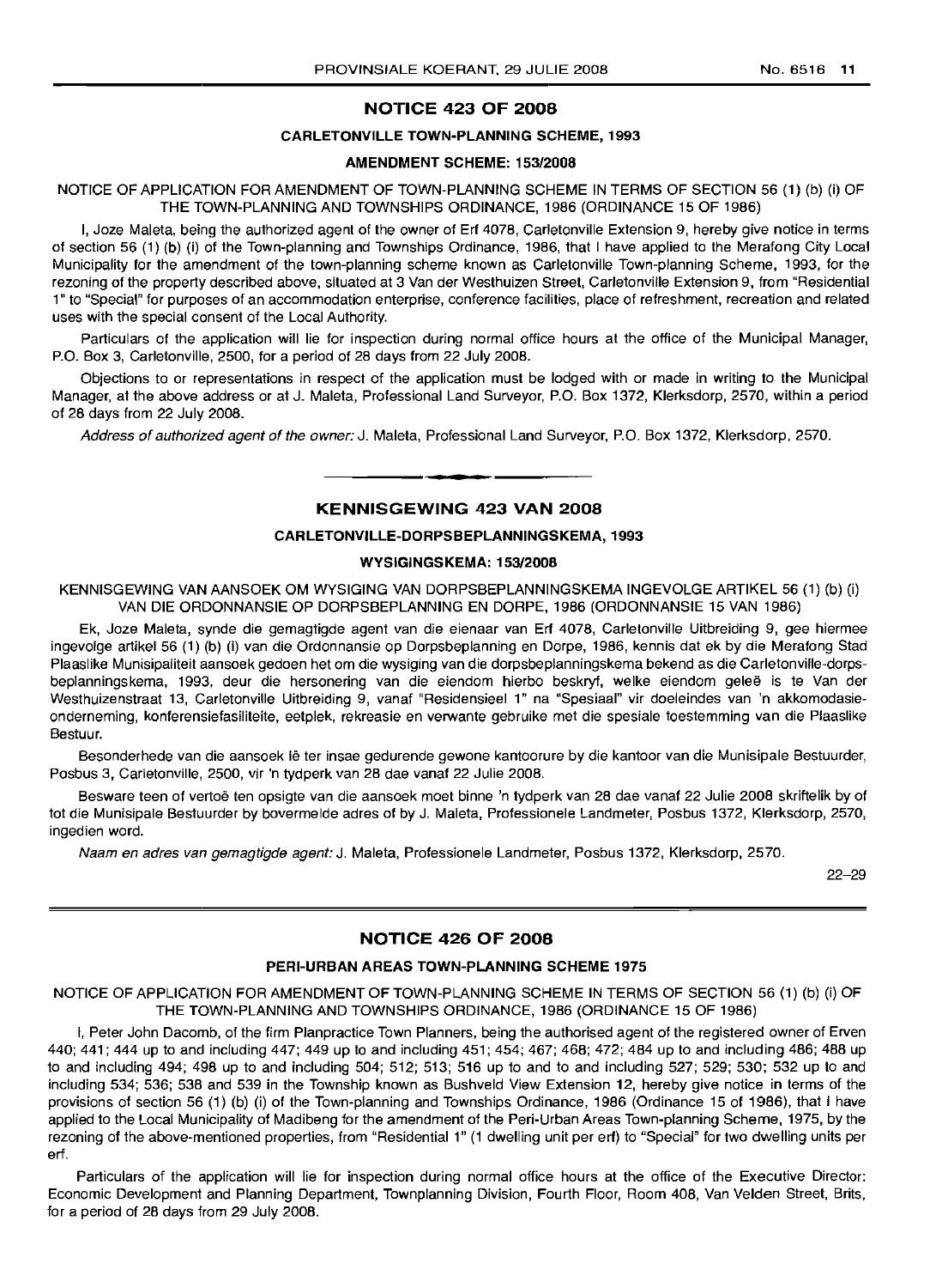## NOTICE 423 OF 2008

### CARLETONVILLE TOWN-PLANNING SCHEME, 1993

### AMENDMENT SCHEME: 153/2008

NOTICE OF APPLICATION FOR AMENDMENT OF TOWN-PLANNING SCHEME IN TERMS OF SECTION 56 (1) (b) (i) OF THE TOWN-PLANNING AND TOWNSHIPS ORDINANCE, 1986 (ORDINANCE 15 OF 1986)

I, Joze Maleta, being the authorized agent of the owner of Erf 4078, Carletonville Extension 9, hereby give notice in terms of section 56 (1) (b) (i) of the Town-planning and Townships Ordinance, 1986, that I have applied to the Merafong City Local Municipality for the amendment of the town-planning scheme known as Carletonville Town-planning Scheme, 1993, for the rezoning of the property described above, situated at 3 Van der Westhuizen Street, Carletonville Extension 9, from "Residential 1" to "Special" for purposes of an accommodation enterprise, conference facilities, place of refreshment, recreation and related uses with the special consent of the Local Authority.

Particulars of the application will lie for inspection during normal office hours at the office of the Municipal Manager, P.O. Box 3, Carletonville, 2500, for a period of 28 days from 22 July 2008.

Objections to or representations in respect of the application must be lodged with or made in writing to the Municipal Manager, at the above address or at J. Maleta, Professional Land Surveyor, P.O. Box 1372, Klerksdorp, 2570, within a period of 28 days from 22 July 2008.

*Address of authorized agent of the owner:* J. Maleta, Professional Land Surveyor, P.O. Box 1372, Klerksdorp, 2570.

---

## KENNISGEWING 423 VAN 2008

### CARLETONVILLE-DORPSBEPLANNINGSKEMA, 1993

### WYSIGINGSKEMA: 153/2008

KENNISGEWING VAN AANSOEK OM WYSIGING VAN DORPSBEPLANNINGSKEMA INGEVOLGE ARTIKEL 56 (1) (b) (i) VAN DIE ORDONNANSIE OP DORPSBEPLANNING EN DORPE, 1986 (ORDONNANSIE 15 VAN 1986)

Ek, Joze Maleta, synde die gemagtigde agent van die eienaar van Erf 4078, Carletonville Uitbreiding 9, gee hiermee ingevolge artikel 56 (1) (b) (i) van die Ordonnansie op Dorpsbeplanning en Dorpe, 1986, kennis dat ek by die Merafong Stad Plaaslike Munisipaliteit aansoek gedoen het om die wysiging van die dorpsbeplanningskema bekend as die Carletonville-dorpsbeplanningskema, 1993, deur die hersonering van die eiendom hierbo beskryf, welke eiendom geleë is te Van der Westhuizenstraat 13, Carletonville Uitbreiding 9, vanaf "Residensieel 1" na "Spesiaal" vir doeleindes van 'n akkomodasieonderneming, konferensiefasiliteite, eetplek, rekreasie en verwante gebruike met die spesiale toestemming van die Plaaslike Bestuur.

Besonderhede van die aansoek lê ter insae gedurende gewone kantoorure by die kantoor van die Munisipale Bestuurder, Posbus 3, Carletonville, 2500, vir 'n tydperk van 28 dae vanaf 22 Julie 2008.

Besware teen of vertoë ten opsigte van die aansoek moet binne 'n tydperk van 28 dae vanaf 22 Julie 2008 skriftelik by of tot die Munisipale Bestuurder by bovermelde adres of by J. Maleta, Professionele Landmeter, Posbus 1372, Klerksdorp, 2570, ingedien word.

*Naam en adres van gemagtigde agent:* J. Maleta, Professionele Landmeter, Posbus 1372, Klerksdorp, 2570.

22–29

---

## NOTICE 426 OF 2008

### PERI-URBAN AREAS TOWN-PLANNING SCHEME 1975

NOTICE OF APPLICATION FOR AMENDMENT OF TOWN-PLANNING SCHEME IN TERMS OF SECTION 56 (1) (b) (i) OF THE TOWN-PLANNING AND TOWNSHIPS ORDINANCE, 1986 (ORDINANCE 15 OF 1986)

I, Peter John Dacomb, of the firm Planpractice Town Planners, being the authorised agent of the registered owner of Erven 440; 441; 444 up to and including 447; 449 up to and including 451; 454; 467; 468; 472; 484 up to and including 486; 488 up to and including 494; 498 up to and including 504; 512; 513; 516 up to and to and including 527; 529; 530; 532 up to and including 534; 536; 538 and 539 in the Township known as Bushveld View Extension 12, hereby give notice in terms of the provisions of section 56 (1) (b) (i) of the Town-planning and Townships Ordinance, 1986 (Ordinance 15 of 1986), that I have applied to the Local Municipality of Madibeng for the amendment of the Peri-Urban Areas Town-planning Scheme, 1975, by the rezoning of the above-mentioned properties, from "Residential 1" (1 dwelling unit per erf) to "Special" for two dwelling units per erf.

Particulars of the application will lie for inspection during normal office hours at the office of the Executive Director: Economic Development and Planning Department, Townplanning Division, Fourth Floor, Room 408, Van Velden Street, Brits, for a period of 28 days from 29 July 2008.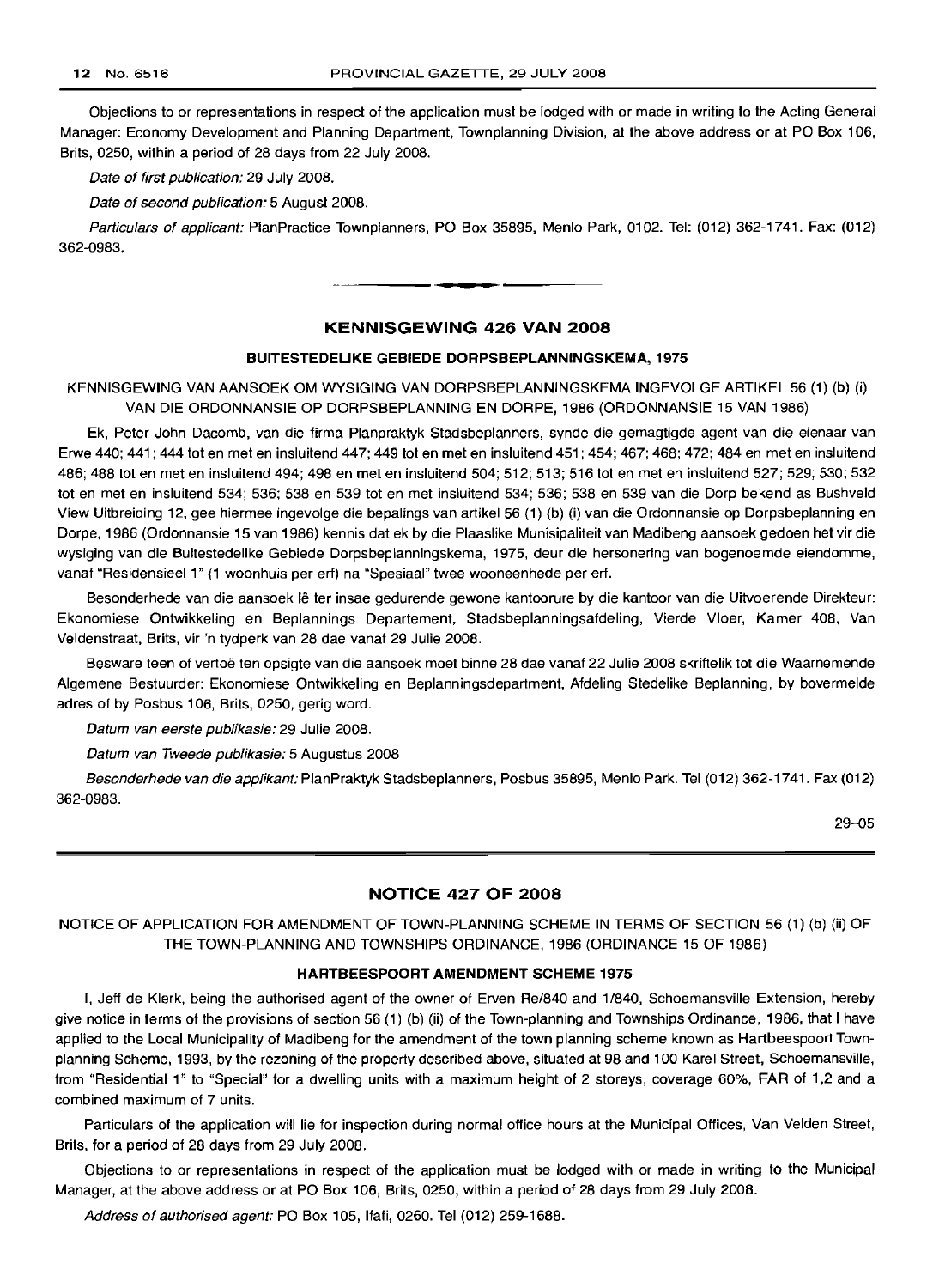Objections to or representations in respect of the application must be lodged with or made in writing to the Acting General Manager: Economy Development and Planning Department, Townplanning Division, at the above address or at PO Box 106, Brits, 0250, within a period of 28 days from 22 July 2008.

*Date of first publication:* 29 July 2008.

*Date of second publication:* 5 August 2008.

*Particulars of applicant:* PlanPractice Townplanners, PO Box 35895, Menlo Park, 0102. Tel: (012) 362-1741. Fax: (012) 362-0983.

---

## KENNISGEWING 426 VAN 2008

### BUITESTEDELIKE GEBIEDE DORPSBEPLANNINGSKEMA, 1975

KENNISGEWING VAN AANSOEK OM WYSIGING VAN DORPSBEPLANNINGSKEMA INGEVOLGE ARTIKEL 56 (1) (b) (i) VAN DIE ORDONNANSIE OP DORPSBEPLANNING EN DORPE, 1986 (ORDONNANSIE 15 VAN 1986)

Ek, Peter John Dacomb, van die firma Planpraktyk Stadsbeplanners, synde die gemagtigde agent van die eienaar van Erwe 440; 441; 444 tot en met en insluitend 447; 449 tot en met en insluitend 451; 454; 467; 468; 472; 484 en met en insluitend 486; 488 tot en met en insluitend 494; 498 en met en insluitend 504; 512; 513; 516 tot en met en insluitend 527; 529; 530; 532 tot en met en insluitend 534; 536; 538 en 539 tot en met insluitend 534; 536; 538 en 539 van die Dorp bekend as Bushveld View Uitbreiding 12, gee hiermee ingevolge die bepalings van artikel 56 (1) (b) (i) van die Ordonnansie op Dorpsbeplanning en Dorpe, 1986 (Ordonnansie 15 van 1986) kennis dat ek by die Plaaslike Munisipaliteit van Madibeng aansoek gedoen het vir die wysiging van die Buitestedelike Gebiede Dorpsbeplanningskema, 1975, deur die hersonering van bogenoemde eiendomme, vanaf "Residensieel 1" (1 woonhuis per erf) na "Spesiaal" twee wooneenhede per erf.

Besonderhede van die aansoek lê ter insae gedurende gewone kantoorure by die kantoor van die Uitvoerende Direkteur: Ekonomiese Ontwikkeling en Beplannings Departement, Stadsbeplanningsafdeling, Vierde Vloer, Kamer 408, Van Veldenstraat, Brits, vir 'n tydperk van 28 dae vanaf 29 Julie 2008.

Besware teen of vertoë ten opsigte van die aansoek moet binne 28 dae vanaf 22 Julie 2008 skriftelik tot die Waarnemende Algemene Bestuurder: Ekonomiese Ontwikkeling en Beplanningsdepartment, Afdeling Stedelike Beplanning, by bovermelde adres of by Posbus 106, Brits, 0250, gerig word.

*Datum van eerste publikasie:* 29 Julie 2008.

*Datum van Tweede publikasie:* 5 Augustus 2008

*Besonderhede van die applikant:* PlanPraktyk Stadsbeplanners, Posbus 35895, Menlo Park. Tel (012) 362-1741. Fax (012) 362-0983.

29–05

---

## NOTICE 427 OF 2008

NOTICE OF APPLICATION FOR AMENDMENT OF TOWN-PLANNING SCHEME IN TERMS OF SECTION 56 (1) (b) (ii) OF THE TOWN-PLANNING AND TOWNSHIPS ORDINANCE, 1986 (ORDINANCE 15 OF 1986)

### HARTBEESPOORT AMENDMENT SCHEME 1975

I, Jeff de Klerk, being the authorised agent of the owner of Erven Re/840 and 1/840, Schoemansville Extension, hereby give notice in terms of the provisions of section 56 (1) (b) (ii) of the Town-planning and Townships Ordinance, 1986, that I have applied to the Local Municipality of Madibeng for the amendment of the town planning scheme known as Hartbeespoort Town-planning Scheme, 1993, by the rezoning of the property described above, situated at 98 and 100 Karel Street, Schoemansville, from "Residential 1" to "Special" for a dwelling units with a maximum height of 2 storeys, coverage 60%, FAR of 1,2 and a combined maximum of 7 units.

Particulars of the application will lie for inspection during normal office hours at the Municipal Offices, Van Velden Street, Brits, for a period of 28 days from 29 July 2008.

Objections to or representations in respect of the application must be lodged with or made in writing to the Municipal Manager, at the above address or at PO Box 106, Brits, 0250, within a period of 28 days from 29 July 2008.

*Address of authorised agent:* PO Box 105, Ifafi, 0260. Tel (012) 259-1688.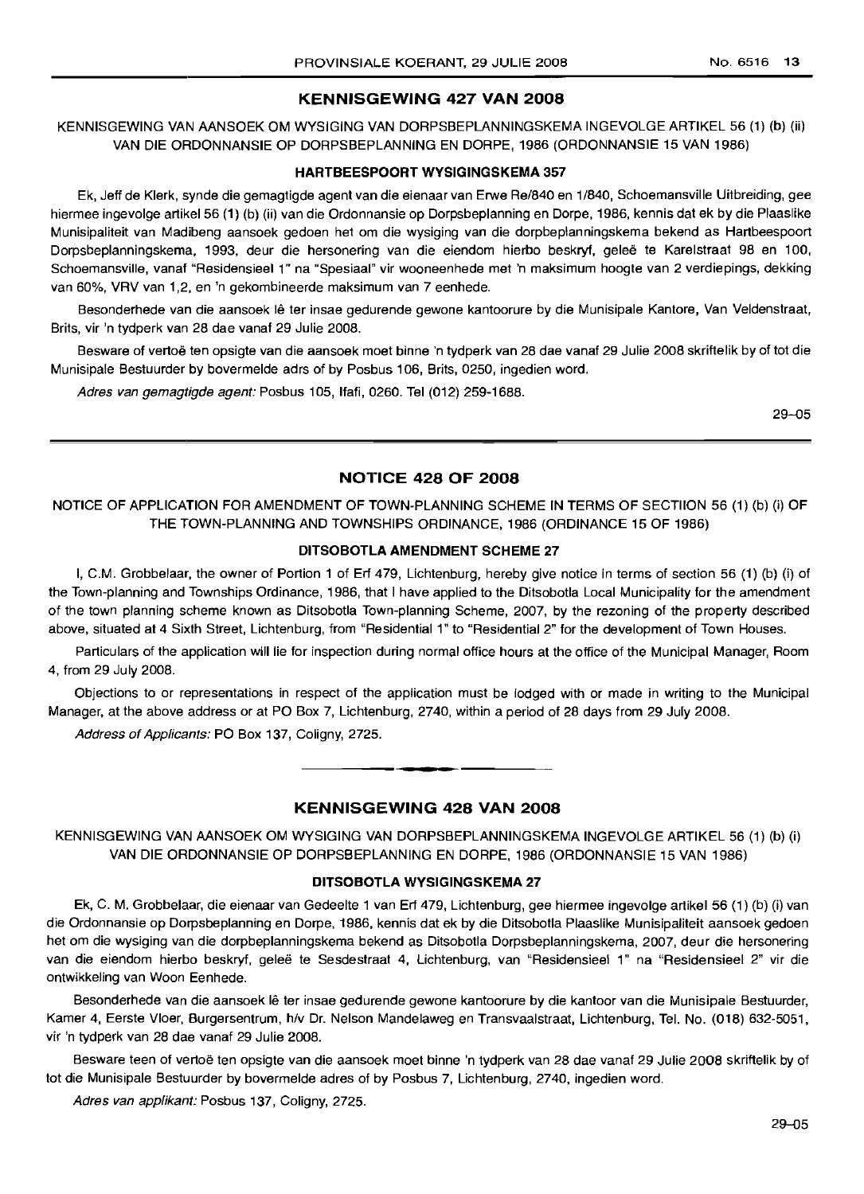## KENNISGEWING 427 VAN 2008

KENNISGEWING VAN AANSOEK OM WYSIGING VAN DORPSBEPLANNINGSKEMA INGEVOLGE ARTIKEL 56 (1) (b) (ii) VAN DIE ORDONNANSIE OP DORPSBEPLANNING EN DORPE, 1986 (ORDONNANSIE 15 VAN 1986)

### HARTBEESPOORT WYSIGINGSKEMA 357

Ek, Jeff de Klerk, synde die gemagtigde agent van die eienaar van Erwe Re/840 en 1/840, Schoemansville Uitbreiding, gee hiermee ingevolge artikel 56 (1) (b) (ii) van die Ordonnansie op Dorpsbeplanning en Dorpe, 1986, kennis dat ek by die Plaaslike Munisipaliteit van Madibeng aansoek gedoen het om die wysiging van die dorpbeplanningskema bekend as Hartbeespoort Dorpsbeplanningskema, 1993, deur die hersonering van die eiendom hierbo beskryf, geleë te Karelstraat 98 en 100, Schoemansville, vanaf "Residensieel 1" na "Spesiaal" vir wooneenhede met 'n maksimum hoogte van 2 verdiepings, dekking van 60%, VRV van 1,2, en 'n gekombineerde maksimum van 7 eenhede.

Besonderhede van die aansoek lê ter insae gedurende gewone kantoorure by die Munisipale Kantore, Van Veldenstraat, Brits, vir 'n tydperk van 28 dae vanaf 29 Julie 2008.

Besware of vertoë ten opsigte van die aansoek moet binne 'n tydperk van 28 dae vanaf 29 Julie 2008 skriftelik by of tot die Munisipale Bestuurder by bovermelde adrs of by Posbus 106, Brits, 0250, ingedien word.

*Adres van gemagtigde agent:* Posbus 105, Ifafi, 0260. Tel (012) 259-1688.

29–05

## NOTICE 428 OF 2008

NOTICE OF APPLICATION FOR AMENDMENT OF TOWN-PLANNING SCHEME IN TERMS OF SECTIION 56 (1) (b) (i) OF THE TOWN-PLANNING AND TOWNSHIPS ORDINANCE, 1986 (ORDINANCE 15 OF 1986)

### DITSOBOTLA AMENDMENT SCHEME 27

I, C.M. Grobbelaar, the owner of Portion 1 of Erf 479, Lichtenburg, hereby give notice in terms of section 56 (1) (b) (i) of the Town-planning and Townships Ordinance, 1986, that I have applied to the Ditsobotla Local Municipality for the amendment of the town planning scheme known as Ditsobotla Town-planning Scheme, 2007, by the rezoning of the property described above, situated at 4 Sixth Street, Lichtenburg, from "Residential 1" to "Residential 2" for the development of Town Houses.

Particulars of the application will lie for inspection during normal office hours at the office of the Municipal Manager, Room 4, from 29 July 2008.

Objections to or representations in respect of the application must be lodged with or made in writing to the Municipal Manager, at the above address or at PO Box 7, Lichtenburg, 2740, within a period of 28 days from 29 July 2008.

*Address of Applicants:* PO Box 137, Coligny, 2725.

---

## KENNISGEWING 428 VAN 2008

KENNISGEWING VAN AANSOEK OM WYSIGING VAN DORPSBEPLANNINGSKEMA INGEVOLGE ARTIKEL 56 (1) (b) (i) VAN DIE ORDONNANSIE OP DORPSBEPLANNING EN DORPE, 1986 (ORDONNANSIE 15 VAN 1986)

### DITSOBOTLA WYSIGINGSKEMA 27

Ek, C. M. Grobbelaar, die eienaar van Gedeelte 1 van Erf 479, Lichtenburg, gee hiermee ingevolge artikel 56 (1) (b) (i) van die Ordonnansie op Dorpsbeplanning en Dorpe, 1986, kennis dat ek by die Ditsobotla Plaaslike Munisipaliteit aansoek gedoen het om die wysiging van die dorpbeplanningskema bekend as Ditsobotla Dorpsbeplanningskema, 2007, deur die hersonering van die eiendom hierbo beskryf, geleë te Sesdestraat 4, Lichtenburg, van "Residensieel 1" na "Residensieel 2" vir die ontwikkeling van Woon Eenhede.

Besonderhede van die aansoek lê ter insae gedurende gewone kantoorure by die kantoor van die Munisipale Bestuurder, Kamer 4, Eerste Vloer, Burgersentrum, h/v Dr. Nelson Mandelaweg en Transvaalstraat, Lichtenburg, Tel. No. (018) 632-5051, vir 'n tydperk van 28 dae vanaf 29 Julie 2008.

Besware teen of vertoë ten opsigte van die aansoek moet binne 'n tydperk van 28 dae vanaf 29 Julie 2008 skriftelik by of tot die Munisipale Bestuurder by bovermelde adres of by Posbus 7, Lichtenburg, 2740, ingedien word.

*Adres van applikant:* Posbus 137, Coligny, 2725.

29–05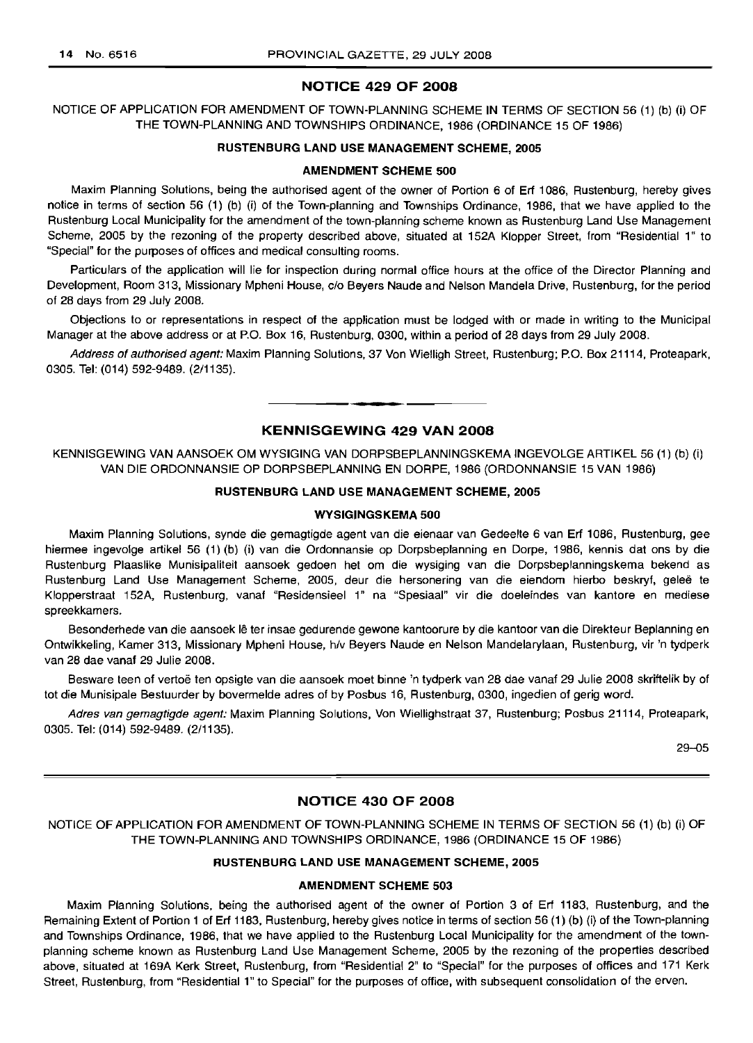## NOTICE 429 OF 2008

NOTICE OF APPLICATION FOR AMENDMENT OF TOWN-PLANNING SCHEME IN TERMS OF SECTION 56 (1) (b) (i) OF THE TOWN-PLANNING AND TOWNSHIPS ORDINANCE, 1986 (ORDINANCE 15 OF 1986)

### RUSTENBURG LAND USE MANAGEMENT SCHEME, 2005

#### AMENDMENT SCHEME 500

Maxim Planning Solutions, being the authorised agent of the owner of Portion 6 of Erf 1086, Rustenburg, hereby gives notice in terms of section 56 (1) (b) (i) of the Town-planning and Townships Ordinance, 1986, that we have applied to the Rustenburg Local Municipality for the amendment of the town-planning scheme known as Rustenburg Land Use Management Scheme, 2005 by the rezoning of the property described above, situated at 152A Klopper Street, from "Residential 1" to "Special" for the purposes of offices and medical consulting rooms.

Particulars of the application will lie for inspection during normal office hours at the office of the Director Planning and Development, Room 313, Missionary Mpheni House, c/o Beyers Naude and Nelson Mandela Drive, Rustenburg, for the period of 28 days from 29 July 2008.

Objections to or representations in respect of the application must be lodged with or made in writing to the Municipal Manager at the above address or at P.O. Box 16, Rustenburg, 0300, within a period of 28 days from 29 July 2008.

*Address of authorised agent:* Maxim Planning Solutions, 37 Von Wielligh Street, Rustenburg; P.O. Box 21114, Proteapark, 0305. Tel: (014) 592-9489. (2/1135).

---

## KENNISGEWING 429 VAN 2008

KENNISGEWING VAN AANSOEK OM WYSIGING VAN DORPSBEPLANNINGSKEMA INGEVOLGE ARTIKEL 56 (1) (b) (i) VAN DIE ORDONNANSIE OP DORPSBEPLANNING EN DORPE, 1986 (ORDONNANSIE 15 VAN 1986)

### RUSTENBURG LAND USE MANAGEMENT SCHEME, 2005

#### WYSIGINGSKEMA 500

Maxim Planning Solutions, synde die gemagtigde agent van die eienaar van Gedeelte 6 van Erf 1086, Rustenburg, gee hiermee ingevolge artikel 56 (1) (b) (i) van die Ordonnansie op Dorpsbeplanning en Dorpe, 1986, kennis dat ons by die Rustenburg Plaaslike Munisipaliteit aansoek gedoen het om die wysiging van die Dorpsbeplanningskema bekend as Rustenburg Land Use Management Scheme, 2005, deur die hersonering van die eiendom hierbo beskryf, geleë te Klopperstraat 152A, Rustenburg, vanaf "Residensieel 1" na "Spesiaal" vir die doeleindes van kantore en mediese spreekkamers.

Besonderhede van die aansoek lê ter insae gedurende gewone kantoorure by die kantoor van die Direkteur Beplanning en Ontwikkeling, Kamer 313, Missionary Mpheni House, h/v Beyers Naude en Nelson Mandelarylaan, Rustenburg, vir 'n tydperk van 28 dae vanaf 29 Julie 2008.

Besware teen of vertoë ten opsigte van die aansoek moet binne 'n tydperk van 28 dae vanaf 29 Julie 2008 skriftelik by of tot die Munisipale Bestuurder by bovermelde adres of by Posbus 16, Rustenburg, 0300, ingedien of gerig word.

*Adres van gemagtigde agent:* Maxim Planning Solutions, Von Wiellighstraat 37, Rustenburg; Posbus 21114, Proteapark, 0305. Tel: (014) 592-9489. (2/1135).

29–05

---

## NOTICE 430 OF 2008

NOTICE OF APPLICATION FOR AMENDMENT OF TOWN-PLANNING SCHEME IN TERMS OF SECTION 56 (1) (b) (i) OF THE TOWN-PLANNING AND TOWNSHIPS ORDINANCE, 1986 (ORDINANCE 15 OF 1986)

### RUSTENBURG LAND USE MANAGEMENT SCHEME, 2005

#### AMENDMENT SCHEME 503

Maxim Planning Solutions, being the authorised agent of the owner of Portion 3 of Erf 1183, Rustenburg, and the Remaining Extent of Portion 1 of Erf 1183, Rustenburg, hereby gives notice in terms of section 56 (1) (b) (i) of the Town-planning and Townships Ordinance, 1986, that we have applied to the Rustenburg Local Municipality for the amendment of the town-planning scheme known as Rustenburg Land Use Management Scheme, 2005 by the rezoning of the properties described above, situated at 169A Kerk Street, Rustenburg, from "Residential 2" to "Special" for the purposes of offices and 171 Kerk Street, Rustenburg, from "Residential 1" to Special" for the purposes of office, with subsequent consolidation of the erven.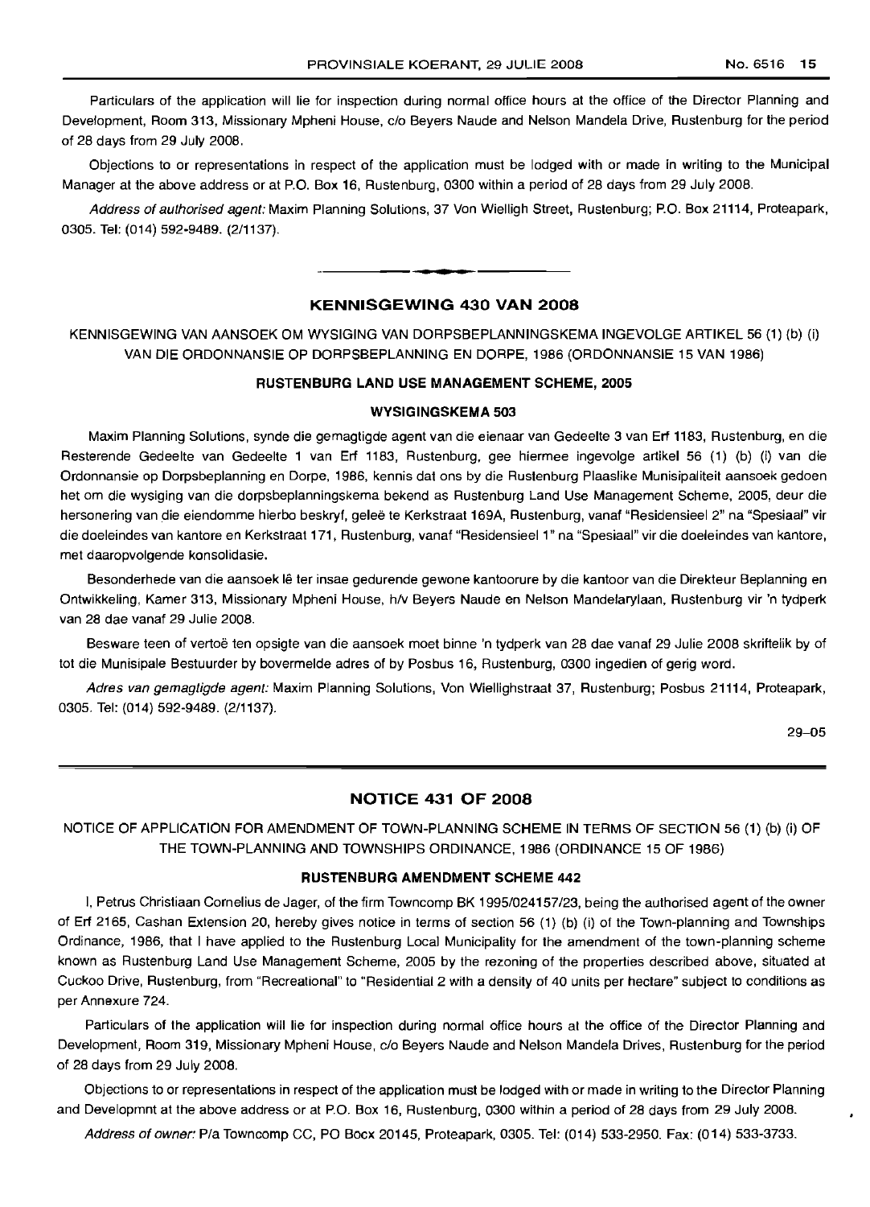Particulars of the application will lie for inspection during normal office hours at the office of the Director Planning and Development, Room 313, Missionary Mpheni House, c/o Beyers Naude and Nelson Mandela Drive, Rustenburg for the period of 28 days from 29 July 2008.

Objections to or representations in respect of the application must be lodged with or made in writing to the Municipal Manager at the above address or at P.O. Box 16, Rustenburg, 0300 within a period of 28 days from 29 July 2008.

*Address of authorised agent:* Maxim Planning Solutions, 37 Von Wielligh Street, Rustenburg; P.O. Box 21114, Proteapark, 0305. Tel: (014) 592-9489. (2/1137).

## KENNISGEWING 430 VAN 2008

KENNISGEWING VAN AANSOEK OM WYSIGING VAN DORPSBEPLANNINGSKEMA INGEVOLGE ARTIKEL 56 (1) (b) (i) VAN DIE ORDONNANSIE OP DORPSBEPLANNING EN DORPE, 1986 (ORDONNANSIE 15 VAN 1986)

### RUSTENBURG LAND USE MANAGEMENT SCHEME, 2005

### WYSIGINGSKEMA 503

Maxim Planning Solutions, synde die gemagtigde agent van die eienaar van Gedeelte 3 van Erf 1183, Rustenburg, en die Resterende Gedeelte van Gedeelte 1 van Erf 1183, Rustenburg, gee hiermee ingevolge artikel 56 (1) (b) (i) van die Ordonnansie op Dorpsbeplanning en Dorpe, 1986, kennis dat ons by die Rustenburg Plaaslike Munisipaliteit aansoek gedoen het om die wysiging van die dorpsbeplanningskema bekend as Rustenburg Land Use Management Scheme, 2005, deur die hersonering van die eiendomme hierbo beskryf, geleë te Kerkstraat 169A, Rustenburg, vanaf "Residensieel 2" na "Spesiaal" vir die doeleindes van kantore en Kerkstraat 171, Rustenburg, vanaf "Residensieel 1" na "Spesiaal" vir die doeleindes van kantore, met daaropvolgende konsolidasie.

Besonderhede van die aansoek lê ter insae gedurende gewone kantoorure by die kantoor van die Direkteur Beplanning en Ontwikkeling, Kamer 313, Missionary Mpheni House, h/v Beyers Naude en Nelson Mandelarylaan, Rustenburg vir 'n tydperk van 28 dae vanaf 29 Julie 2008.

Besware teen of vertoë ten opsigte van die aansoek moet binne 'n tydperk van 28 dae vanaf 29 Julie 2008 skriftelik by of tot die Munisipale Bestuurder by bovermelde adres of by Posbus 16, Rustenburg, 0300 ingedien of gerig word.

*Adres van gemagtigde agent:* Maxim Planning Solutions, Von Wiellighstraat 37, Rustenburg; Posbus 21114, Proteapark, 0305. Tel: (014) 592-9489. (2/1137).

29–05

## NOTICE 431 OF 2008

NOTICE OF APPLICATION FOR AMENDMENT OF TOWN-PLANNING SCHEME IN TERMS OF SECTION 56 (1) (b) (i) OF THE TOWN-PLANNING AND TOWNSHIPS ORDINANCE, 1986 (ORDINANCE 15 OF 1986)

### RUSTENBURG AMENDMENT SCHEME 442

I, Petrus Christiaan Cornelius de Jager, of the firm Towncomp BK 1995/024157/23, being the authorised agent of the owner of Erf 2165, Cashan Extension 20, hereby gives notice in terms of section 56 (1) (b) (i) of the Town-planning and Townships Ordinance, 1986, that I have applied to the Rustenburg Local Municipality for the amendment of the town-planning scheme known as Rustenburg Land Use Management Scheme, 2005 by the rezoning of the properties described above, situated at Cuckoo Drive, Rustenburg, from "Recreational" to "Residential 2 with a density of 40 units per hectare" subject to conditions as per Annexure 724.

Particulars of the application will lie for inspection during normal office hours at the office of the Director Planning and Development, Room 319, Missionary Mpheni House, c/o Beyers Naude and Nelson Mandela Drives, Rustenburg for the period of 28 days from 29 July 2008.

Objections to or representations in respect of the application must be lodged with or made in writing to the Director Planning and Developmnt at the above address or at P.O. Box 16, Rustenburg, 0300 within a period of 28 days from 29 July 2008.

*Address of owner:* P/a Towncomp CC, PO Bocx 20145, Proteapark, 0305. Tel: (014) 533-2950. Fax: (014) 533-3733.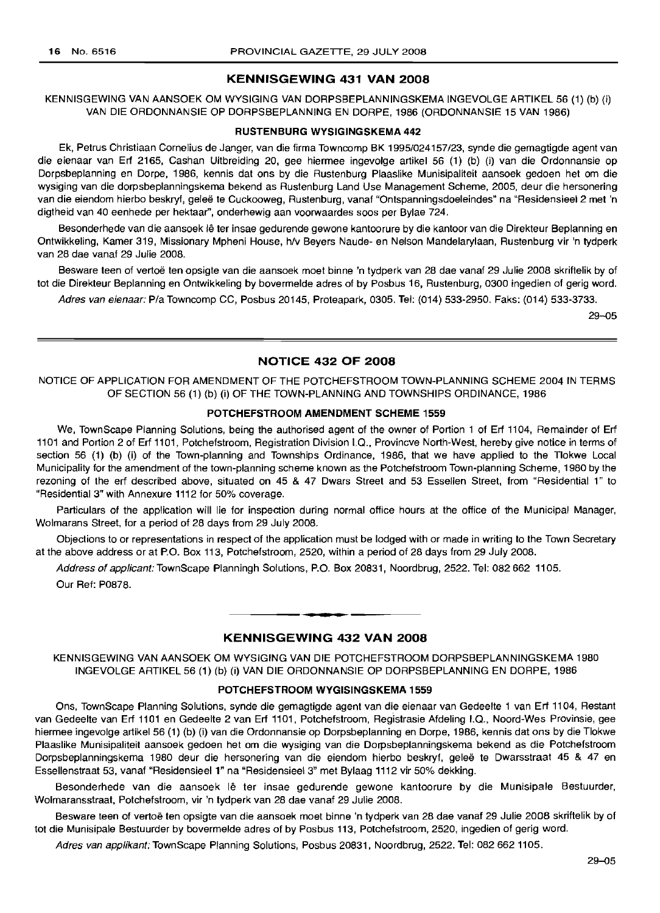## KENNISGEWING 431 VAN 2008

KENNISGEWING VAN AANSOEK OM WYSIGING VAN DORPSBEPLANNINGSKEMA INGEVOLGE ARTIKEL 56 (1) (b) (i) VAN DIE ORDONNANSIE OP DORPSBEPLANNING EN DORPE, 1986 (ORDONNANSIE 15 VAN 1986)

### RUSTENBURG WYSIGINGSKEMA 442

Ek, Petrus Christiaan Cornelius de Janger, van die firma Towncomp BK 1995/024157/23, synde die gemagtigde agent van die eienaar van Erf 2165, Cashan Uitbreiding 20, gee hiermee ingevolge artikel 56 (1) (b) (i) van die Ordonnansie op Dorpsbeplanning en Dorpe, 1986, kennis dat ons by die Rustenburg Plaaslike Munisipaliteit aansoek gedoen het om die wysiging van die dorpsbeplanningskema bekend as Rustenburg Land Use Management Scheme, 2005, deur die hersonering van die eiendom hierbo beskryf, geleë te Cuckooweg, Rustenburg, vanaf "Ontspanningsdoeleindes" na "Residensieel 2 met 'n digtheid van 40 eenhede per hektaar", onderhewig aan voorwaardes soos per Bylae 724.

Besonderhede van die aansoek lê ter insae gedurende gewone kantoorure by die kantoor van die Direkteur Beplanning en Ontwikkeling, Kamer 319, Missionary Mpheni House, h/v Beyers Naude- en Nelson Mandelarylaan, Rustenburg vir 'n tydperk van 28 dae vanaf 29 Julie 2008.

Besware teen of vertoë ten opsigte van die aansoek moet binne 'n tydperk van 28 dae vanaf 29 Julie 2008 skriftelik by of tot die Direkteur Beplanning en Ontwikkeling by bovermelde adres of by Posbus 16, Rustenburg, 0300 ingedien of gerig word.

*Adres van eienaar:* P/a Towncomp CC, Posbus 20145, Proteapark, 0305. Tel: (014) 533-2950. Faks: (014) 533-3733.

29–05

## NOTICE 432 OF 2008

NOTICE OF APPLICATION FOR AMENDMENT OF THE POTCHEFSTROOM TOWN-PLANNING SCHEME 2004 IN TERMS OF SECTION 56 (1) (b) (i) OF THE TOWN-PLANNING AND TOWNSHIPS ORDINANCE, 1986

### POTCHEFSTROOM AMENDMENT SCHEME 1559

We, TownScape Planning Solutions, being the authorised agent of the owner of Portion 1 of Erf 1104, Remainder of Erf 1101 and Portion 2 of Erf 1101, Potchefstroom, Registration Division I.Q., Provincve North-West, hereby give notice in terms of section 56 (1) (b) (i) of the Town-planning and Townships Ordinance, 1986, that we have applied to the Tlokwe Local Municipality for the amendment of the town-planning scheme known as the Potchefstroom Town-planning Scheme, 1980 by the rezoning of the erf described above, situated on 45 & 47 Dwars Street and 53 Essellen Street, from "Residential 1" to "Residential 3" with Annexure 1112 for 50% coverage.

Particulars of the application will lie for inspection during normal office hours at the office of the Municipal Manager, Wolmarans Street, for a period of 28 days from 29 July 2008.

Objections to or representations in respect of the application must be lodged with or made in writing to the Town Secretary at the above address or at P.O. Box 113, Potchefstroom, 2520, within a period of 28 days from 29 July 2008.

*Address of applicant:* TownScape Planningh Solutions, P.O. Box 20831, Noordbrug, 2522. Tel: 082 662 1105.

Our Ref: P0878.

## KENNISGEWING 432 VAN 2008

KENNISGEWING VAN AANSOEK OM WYSIGING VAN DIE POTCHEFSTROOM DORPSBEPLANNINGSKEMA 1980 INGEVOLGE ARTIKEL 56 (1) (b) (i) VAN DIE ORDONNANSIE OP DORPSBEPLANNING EN DORPE, 1986

### POTCHEFSTROOM WYGISINGSKEMA 1559

Ons, TownScape Planning Solutions, synde die gemagtigde agent van die eienaar van Gedeelte 1 van Erf 1104, Restant van Gedeelte van Erf 1101 en Gedeelte 2 van Erf 1101, Potchefstroom, Registrasie Afdeling I.Q., Noord-Wes Provinsie, gee hiermee ingevolge artikel 56 (1) (b) (i) van die Ordonnansie op Dorpsbeplanning en Dorpe, 1986, kennis dat ons by die Tlokwe Plaaslike Munisipaliteit aansoek gedoen het om die wysiging van die Dorpsbeplanningskema bekend as die Potchefstroom Dorpsbeplanningskema 1980 deur die hersonering van die eiendom hierbo beskryf, geleë te Dwarsstraat 45 & 47 en Essellenstraat 53, vanaf "Residensieel 1" na "Residensieel 3" met Bylaag 1112 vir 50% dekking.

Besonderhede van die aansoek lê ter insae gedurende gewone kantoorure by die Munisipale Bestuurder, Wolmaransstraat, Potchefstroom, vir 'n tydperk van 28 dae vanaf 29 Julie 2008.

Besware teen of vertoë ten opsigte van die aansoek moet binne 'n tydperk van 28 dae vanaf 29 Julie 2008 skriftelik by of tot die Munisipale Bestuurder by bovermelde adres of by Posbus 113, Potchefstroom, 2520, ingedien of gerig word.

*Adres van applikant:* TownScape Planning Solutions, Posbus 20831, Noordbrug, 2522. Tel: 082 662 1105.

29–05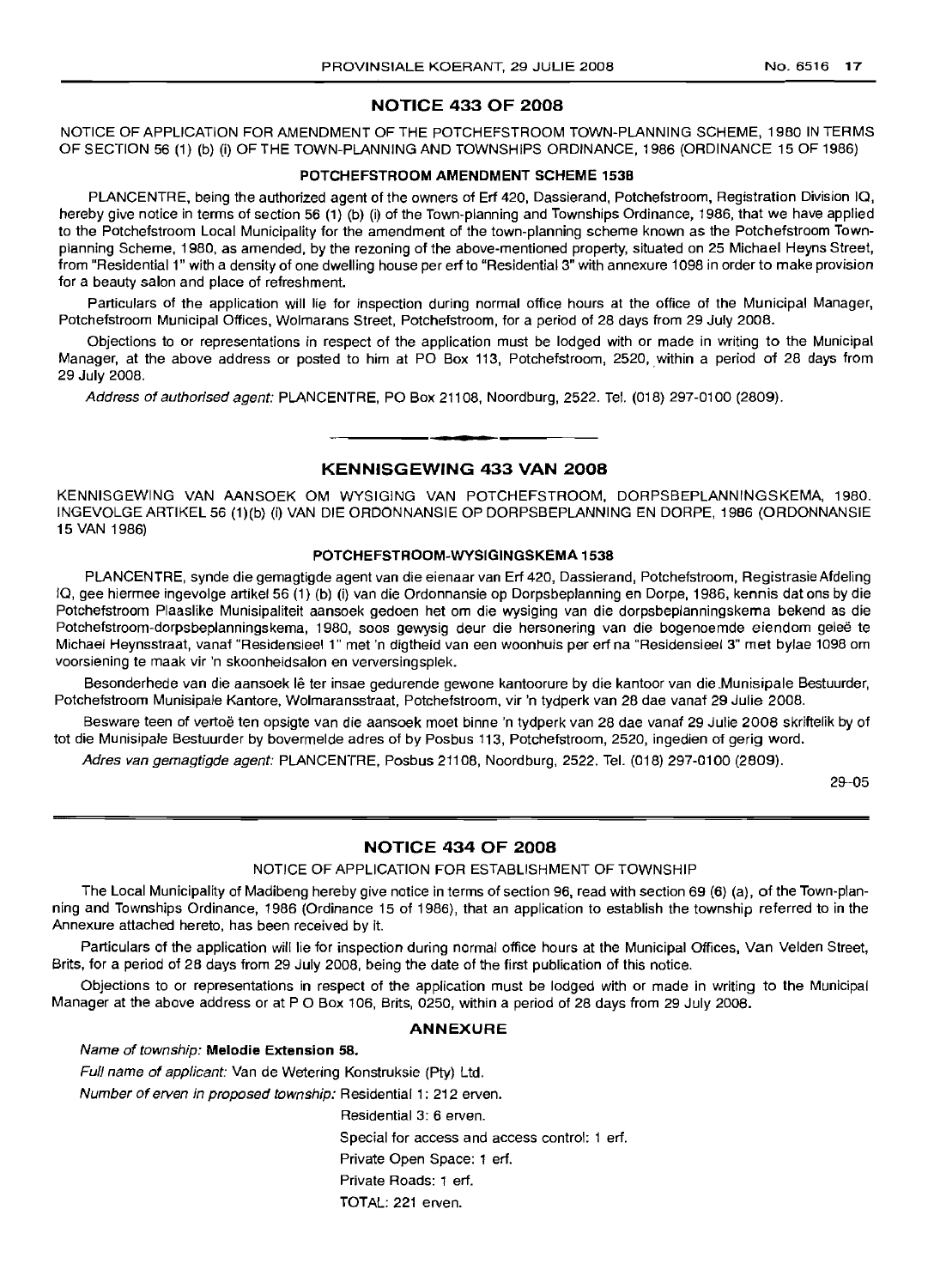## NOTICE 433 OF 2008

NOTICE OF APPLICATION FOR AMENDMENT OF THE POTCHEFSTROOM TOWN-PLANNING SCHEME, 1980 IN TERMS OF SECTION 56 (1) (b) (i) OF THE TOWN-PLANNING AND TOWNSHIPS ORDINANCE, 1986 (ORDINANCE 15 OF 1986)

### POTCHEFSTROOM AMENDMENT SCHEME 1538

PLANCENTRE, being the authorized agent of the owners of Erf 420, Dassierand, Potchefstroom, Registration Division IQ, hereby give notice in terms of section 56 (1) (b) (i) of the Town-planning and Townships Ordinance, 1986, that we have applied to the Potchefstroom Local Municipality for the amendment of the town-planning scheme known as the Potchefstroom Town-planning Scheme, 1980, as amended, by the rezoning of the above-mentioned property, situated on 25 Michael Heyns Street, from "Residential 1" with a density of one dwelling house per erf to "Residential 3" with annexure 1098 in order to make provision for a beauty salon and place of refreshment.

Particulars of the application will lie for inspection during normal office hours at the office of the Municipal Manager, Potchefstroom Municipal Offices, Wolmarans Street, Potchefstroom, for a period of 28 days from 29 July 2008.

Objections to or representations in respect of the application must be lodged with or made in writing to the Municipal Manager, at the above address or posted to him at PO Box 113, Potchefstroom, 2520, within a period of 28 days from 29 July 2008.

*Address of authorised agent:* PLANCENTRE, PO Box 21108, Noordburg, 2522. Tel. (018) 297-0100 (2809).

---

## KENNISGEWING 433 VAN 2008

KENNISGEWING VAN AANSOEK OM WYSIGING VAN POTCHEFSTROOM, DORPSBEPLANNINGSKEMA, 1980. INGEVOLGE ARTIKEL 56 (1)(b) (I) VAN DIE ORDONNANSIE OP DORPSBEPLANNING EN DORPE, 1986 (ORDONNANSIE 15 VAN 1986)

### POTCHEFSTROOM-WYSIGINGSKEMA 1538

PLANCENTRE, synde die gemagtigde agent van die eienaar van Erf 420, Dassierand, Potchefstroom, Registrasie Afdeling IQ, gee hiermee ingevolge artikel 56 (1) (b) (i) van die Ordonnansie op Dorpsbeplanning en Dorpe, 1986, kennis dat ons by die Potchefstroom Plaaslike Munisipaliteit aansoek gedoen het om die wysiging van die dorpsbeplanningskema bekend as die Potchefstroom-dorpsbeplanningskema, 1980, soos gewysig deur die hersonering van die bogenoemde eiendom geleë te Michael Heynsstraat, vanaf "Residensieel 1" met 'n digtheid van een woonhuis per erf na "Residensieel 3" met bylae 1098 om voorsiening te maak vir 'n skoonheidsalon en verversingsplek.

Besonderhede van die aansoek lê ter insae gedurende gewone kantoorure by die kantoor van die Munisipale Bestuurder, Potchefstroom Munisipale Kantore, Wolmaransstraat, Potchefstroom, vir 'n tydperk van 28 dae vanaf 29 Julie 2008.

Besware teen of vertoë ten opsigte van die aansoek moet binne 'n tydperk van 28 dae vanaf 29 Julie 2008 skriftelik by of tot die Munisipale Bestuurder by bovermelde adres of by Posbus 113, Potchefstroom, 2520, ingedien of gerig word.

*Adres van gemagtigde agent:* PLANCENTRE, Posbus 21108, Noordburg, 2522. Tel. (018) 297-0100 (2809).

29–05

---

## NOTICE 434 OF 2008

NOTICE OF APPLICATION FOR ESTABLISHMENT OF TOWNSHIP

The Local Municipality of Madibeng hereby give notice in terms of section 96, read with section 69 (6) (a), of the Town-planning and Townships Ordinance, 1986 (Ordinance 15 of 1986), that an application to establish the township referred to in the Annexure attached hereto, has been received by it.

Particulars of the application will lie for inspection during normal office hours at the Municipal Offices, Van Velden Street, Brits, for a period of 28 days from 29 July 2008, being the date of the first publication of this notice.

Objections to or representations in respect of the application must be lodged with or made in writing to the Municipal Manager at the above address or at P O Box 106, Brits, 0250, within a period of 28 days from 29 July 2008.

### ANNEXURE

*Name of township:* **Melodie Extension 58.**

*Full name of applicant:* Van de Wetering Konstruksie (Pty) Ltd.

*Number of erven in proposed township:* Residential 1: 212 erven.

Residential 3: 6 erven.

Special for access and access control: 1 erf.

Private Open Space: 1 erf.

Private Roads: 1 erf.

TOTAL: 221 erven.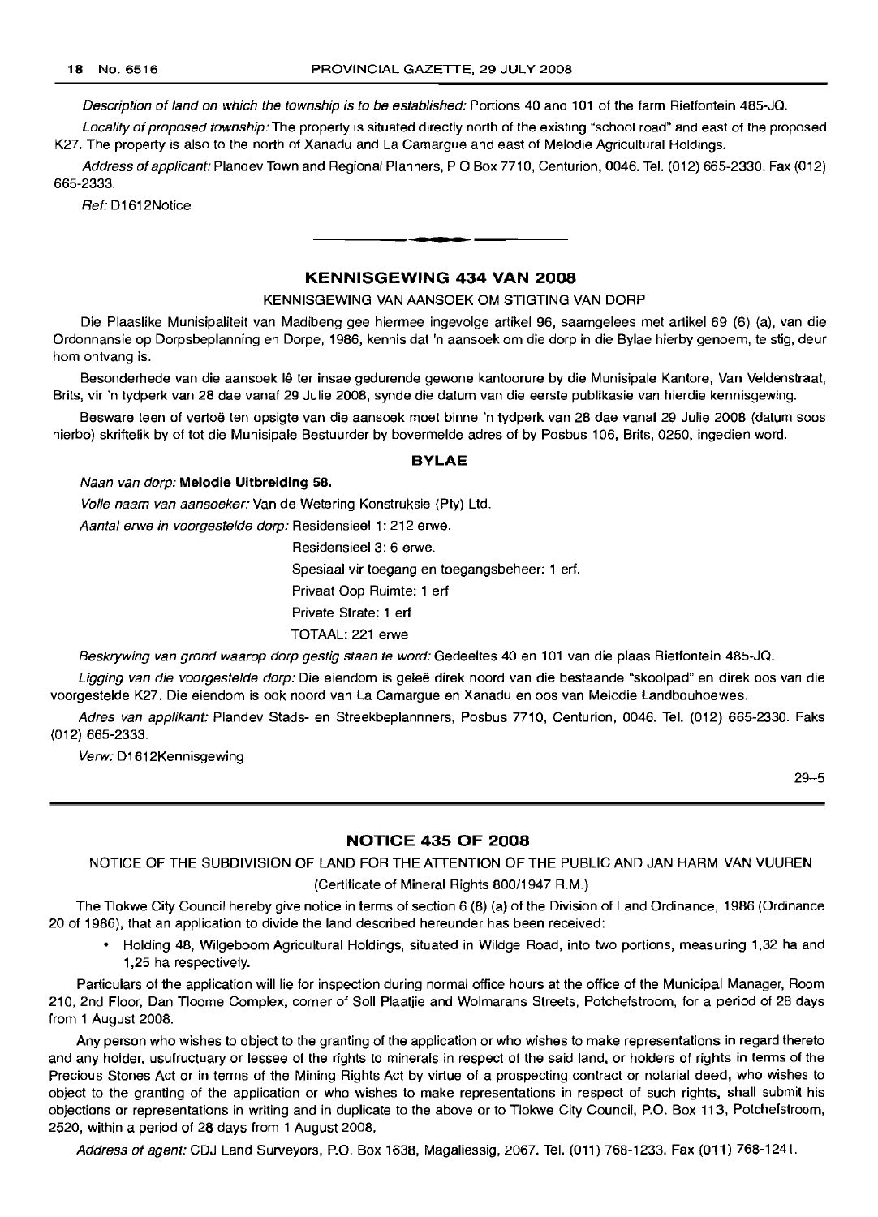*Description of land on which the township is to be established:* Portions 40 and 101 of the farm Rietfontein 485-JQ.

*Locality of proposed township:* The property is situated directly north of the existing "school road" and east of the proposed K27. The property is also to the north of Xanadu and La Camargue and east of Melodie Agricultural Holdings.

*Address of applicant:* Plandev Town and Regional Planners, P O Box 7710, Centurion, 0046. Tel. (012) 665-2330. Fax (012) 665-2333.

*Ref:* D1612Notice

---

## KENNISGEWING 434 VAN 2008

KENNISGEWING VAN AANSOEK OM STIGTING VAN DORP

Die Plaaslike Munisipaliteit van Madibeng gee hiermee ingevolge artikel 96, saamgelees met artikel 69 (6) (a), van die Ordonnansie op Dorpsbeplanning en Dorpe, 1986, kennis dat 'n aansoek om die dorp in die Bylae hierby genoem, te stig, deur hom ontvang is.

Besonderhede van die aansoek lê ter insae gedurende gewone kantoorure by die Munisipale Kantore, Van Veldenstraat, Brits, vir 'n tydperk van 28 dae vanaf 29 Julie 2008, synde die datum van die eerste publikasie van hierdie kennisgewing.

Besware teen of vertoë ten opsigte van die aansoek moet binne 'n tydperk van 28 dae vanaf 29 Julie 2008 (datum soos hierbo) skriftelik by of tot die Munisipale Bestuurder by bovermelde adres of by Posbus 106, Brits, 0250, ingedien word.

### BYLAE

*Naan van dorp:* **Melodie Uitbreiding 58.**

*Volle naam van aansoeker:* Van de Wetering Konstruksie (Pty) Ltd.

*Aantal erwe in voorgestelde dorp:* Residensieel 1: 212 erwe.

Residensieel 3: 6 erwe.

Spesiaal vir toegang en toegangsbeheer: 1 erf.

Privaat Oop Ruimte: 1 erf

Private Strate: 1 erf

TOTAAL: 221 erwe

*Beskrywing van grond waarop dorp gestig staan te word:* Gedeeltes 40 en 101 van die plaas Rietfontein 485-JQ.

*Ligging van die voorgestelde dorp:* Die eiendom is geleë direk noord van die bestaande "skoolpad" en direk oos van die voorgestelde K27. Die eiendom is ook noord van La Camargue en Xanadu en oos van Melodie Landbouhoewes.

*Adres van applikant:* Plandev Stads- en Streekbeplannners, Posbus 7710, Centurion, 0046. Tel. (012) 665-2330. Faks (012) 665-2333.

*Verw:* D1612Kennisgewing

29–5

---

## NOTICE 435 OF 2008

NOTICE OF THE SUBDIVISION OF LAND FOR THE ATTENTION OF THE PUBLIC AND JAN HARM VAN VUUREN

(Certificate of Mineral Rights 800/1947 R.M.)

The Tlokwe City Council hereby give notice in terms of section 6 (8) (a) of the Division of Land Ordinance, 1986 (Ordinance 20 of 1986), that an application to divide the land described hereunder has been received:

- Holding 48, Wilgeboom Agricultural Holdings, situated in Wildge Road, into two portions, measuring 1,32 ha and 1,25 ha respectively.

Particulars of the application will lie for inspection during normal office hours at the office of the Municipal Manager, Room 210, 2nd Floor, Dan Tloome Complex, corner of Soll Plaatjie and Wolmarans Streets, Potchefstroom, for a period of 28 days from 1 August 2008.

Any person who wishes to object to the granting of the application or who wishes to make representations in regard thereto and any holder, usufructuary or lessee of the rights to minerals in respect of the said land, or holders of rights in terms of the Precious Stones Act or in terms of the Mining Rights Act by virtue of a prospecting contract or notarial deed, who wishes to object to the granting of the application or who wishes to make representations in respect of such rights, shall submit his objections or representations in writing and in duplicate to the above or to Tlokwe City Council, P.O. Box 113, Potchefstroom, 2520, within a period of 28 days from 1 August 2008.

*Address of agent:* CDJ Land Surveyors, P.O. Box 1638, Magaliessig, 2067. Tel. (011) 768-1233. Fax (011) 768-1241.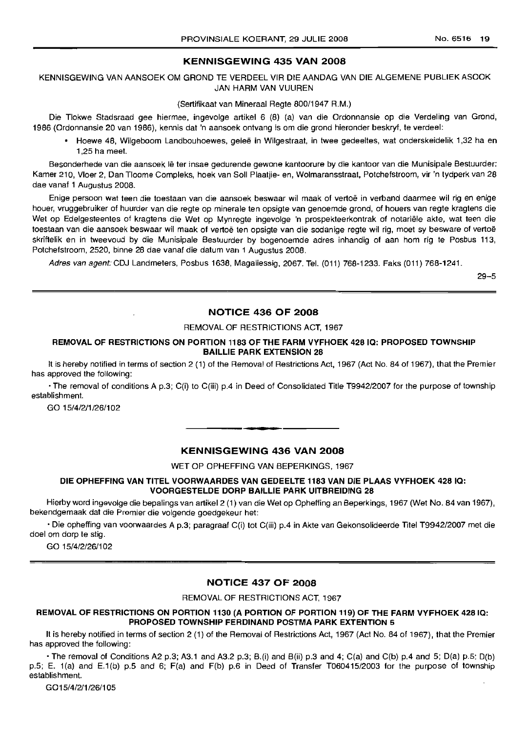## KENNISGEWING 435 VAN 2008

KENNISGEWING VAN AANSOEK OM GROND TE VERDEEL VIR DIE AANDAG VAN DIE ALGEMENE PUBLIEK ASOOK JAN HARM VAN VUUREN

(Sertifikaat van Mineraal Regte 800/1947 R.M.)

Die Tlokwe Stadsraad gee hiermee, ingevolge artikel 6 (8) (a) van die Ordonnansie op die Verdeling van Grond, 1986 (Ordonnansie 20 van 1986), kennis dat 'n aansoek ontvang is om die grond hieronder beskryf, te verdeel:

- Hoewe 48, Wilgeboom Landbouhoewes, geleë in Wilgestraat, in twee gedeeltes, wat onderskeidelik 1,32 ha en 1,25 ha meet.

Besonderhede van die aansoek lê ter insae gedurende gewone kantoorure by die kantoor van die Munisipale Bestuurder: Kamer 210, Vloer 2, Dan Tloome Compleks, hoek van Soll Plaatjie- en, Wolmaransstraat, Potchefstroom, vir 'n tydperk van 28 dae vanaf 1 Augustus 2008.

Enige persoon wat teen die toestaan van die aansoek beswaar wil maak of vertoë in verband daarmee wil rig en enige houer, vruggebruiker of huurder van die regte op minerale ten opsigte van genoemde grond, of houers van regte kragtens die Wet op Edelgesteentes of kragtens die Wet op Mynregte ingevolge 'n prospekteerkontrak of notariële akte, wat teen die toestaan van die aansoek beswaar wil maak of vertoë ten opsigte van die sodanige regte wil rig, moet sy besware of vertoë skriftelik en in tweevoud by die Munisipale Bestuurder by bogenoemde adres inhandig of aan hom rig te Posbus 113, Potchefstroom, 2520, binne 28 dae vanaf die datum van 1 Augustus 2008.

*Adres van agent:* CDJ Landmeters, Posbus 1638, Magaliessig, 2067. Tel. (011) 768-1233. Faks (011) 768-1241.

29–5

## NOTICE 436 OF 2008

REMOVAL OF RESTRICTIONS ACT, 1967

**REMOVAL OF RESTRICTIONS ON PORTION 1183 OF THE FARM VYFHOEK 428 IQ: PROPOSED TOWNSHIP BAILLIE PARK EXTENSION 28**

It is hereby notified in terms of section 2 (1) of the Removal of Restrictions Act, 1967 (Act No. 84 of 1967), that the Premier has approved the following:

- The removal of conditions A p.3; C(i) to C(iii) p.4 in Deed of Consolidated Title T9942/2007 for the purpose of township establishment.

GO 15/4/2/1/26/102

## KENNISGEWING 436 VAN 2008

WET OP OPHEFFING VAN BEPERKINGS, 1967

**DIE OPHEFFING VAN TITEL VOORWAARDES VAN GEDEELTE 1183 VAN DIE PLAAS VYFHOEK 428 IQ: VOORGESTELDE DORP BAILLIE PARK UITBREIDING 28**

Hierby word ingevolge die bepalings van artikel 2 (1) van die Wet op Opheffing an Beperkings, 1967 (Wet No. 84 van 1967), bekendgemaak dat die Premier die volgende goedgekeur het:

- Die opheffing van voorwaardes A p.3; paragraaf C(i) tot C(iii) p.4 in Akte van Gekonsolideerde Titel T9942/2007 met die doel om dorp te stig.

GO 15/4/2/26/102

## NOTICE 437 OF 2008

REMOVAL OF RESTRICTIONS ACT, 1967

**REMOVAL OF RESTRICTIONS ON PORTION 1130 (A PORTION OF PORTION 119) OF THE FARM VYFHOEK 428 IQ: PROPOSED TOWNSHIP FERDINAND POSTMA PARK EXTENTION 5**

It is hereby notified in terms of section 2 (1) of the Removal of Restrictions Act, 1967 (Act No. 84 of 1967), that the Premier has approved the following:

- The removal of Conditions A2 p.3; A3.1 and A3.2 p.3; B.(i) and B(ii) p.3 and 4; C(a) and C(b) p.4 and 5; D(a) p.5; D(b) p.5; E. 1(a) and E.1(b) p.5 and 6; F(a) and F(b) p.6 in Deed of Transfer T060415/2003 for the purpose of township establishment.

GO15/4/2/1/26/105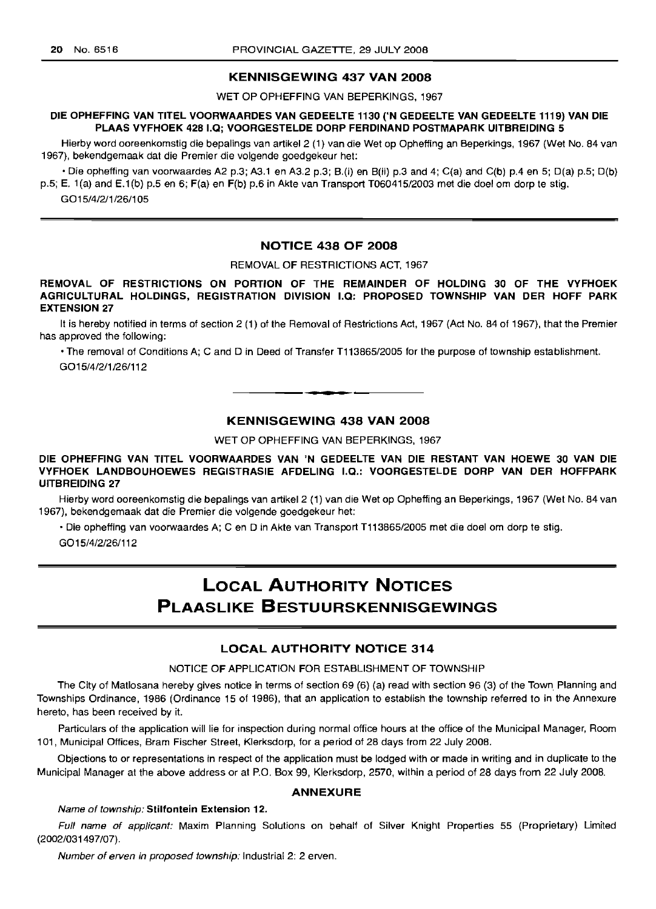### KENNISGEWING 437 VAN 2008

WET OP OPHEFFING VAN BEPERKINGS, 1967

**DIE OPHEFFING VAN TITEL VOORWAARDES VAN GEDEELTE 1130 ('N GEDEELTE VAN GEDEELTE 1119) VAN DIE PLAAS VYFHOEK 428 I.Q; VOORGESTELDE DORP FERDINAND POSTMAPARK UITBREIDING 5**

Hierby word ooreenkomstig die bepalings van artikel 2 (1) van die Wet op Opheffing an Beperkings, 1967 (Wet No. 84 van 1967), bekendgemaak dat die Premier die volgende goedgekeur het:

• Die opheffing van voorwaardes A2 p.3; A3.1 en A3.2 p.3; B.(i) en B(ii) p.3 and 4; C(a) and C(b) p.4 en 5; D(a) p.5; D(b) p.5; E. 1(a) and E.1(b) p.5 en 6; F(a) en F(b) p.6 in Akte van Transport T060415/2003 met die doel om dorp te stig.

GO15/4/2/1/26/105

### NOTICE 438 OF 2008

REMOVAL OF RESTRICTIONS ACT, 1967

**REMOVAL OF RESTRICTIONS ON PORTION OF THE REMAINDER OF HOLDING 30 OF THE VYFHOEK AGRICULTURAL HOLDINGS, REGISTRATION DIVISION I.Q: PROPOSED TOWNSHIP VAN DER HOFF PARK EXTENSION 27**

It is hereby notified in terms of section 2 (1) of the Removal of Restrictions Act, 1967 (Act No. 84 of 1967), that the Premier has approved the following:

• The removal of Conditions A; C and D in Deed of Transfer T113865/2005 for the purpose of township establishment.

GO15/4/2/1/26/112

### KENNISGEWING 438 VAN 2008

WET OP OPHEFFING VAN BEPERKINGS, 1967

**DIE OPHEFFING VAN TITEL VOORWAARDES VAN 'N GEDEELTE VAN DIE RESTANT VAN HOEWE 30 VAN DIE VYFHOEK LANDBOUHOEWES REGISTRASIE AFDELING I.Q.: VOORGESTELDE DORP VAN DER HOFFPARK UITBREIDING 27**

Hierby word ooreenkomstig die bepalings van artikel 2 (1) van die Wet op Opheffing an Beperkings, 1967 (Wet No. 84 van 1967), bekendgemaak dat die Premier die volgende goedgekeur het:

• Die opheffing van voorwaardes A; C en D in Akte van Transport T113865/2005 met die doel om dorp te stig.

GO15/4/2/26/112

# LOCAL AUTHORITY NOTICES
# PLAASLIKE BESTUURSKENNISGEWINGS

### LOCAL AUTHORITY NOTICE 314

NOTICE OF APPLICATION FOR ESTABLISHMENT OF TOWNSHIP

The City of Matlosana hereby gives notice in terms of section 69 (6) (a) read with section 96 (3) of the Town Planning and Townships Ordinance, 1986 (Ordinance 15 of 1986), that an application to establish the township referred to in the Annexure hereto, has been received by it.

Particulars of the application will lie for inspection during normal office hours at the office of the Municipal Manager, Room 101, Municipal Offices, Bram Fischer Street, Klerksdorp, for a period of 28 days from 22 July 2008.

Objections to or representations in respect of the application must be lodged with or made in writing and in duplicate to the Municipal Manager at the above address or at P.O. Box 99, Klerksdorp, 2570, within a period of 28 days from 22 July 2008.

#### ANNEXURE

*Name of township:* **Stilfontein Extension 12.**

*Full name of applicant:* Maxim Planning Solutions on behalf of Silver Knight Properties 55 (Proprietary) Limited (2002/031497/07).

*Number of erven in proposed township:* Industrial 2: 2 erven.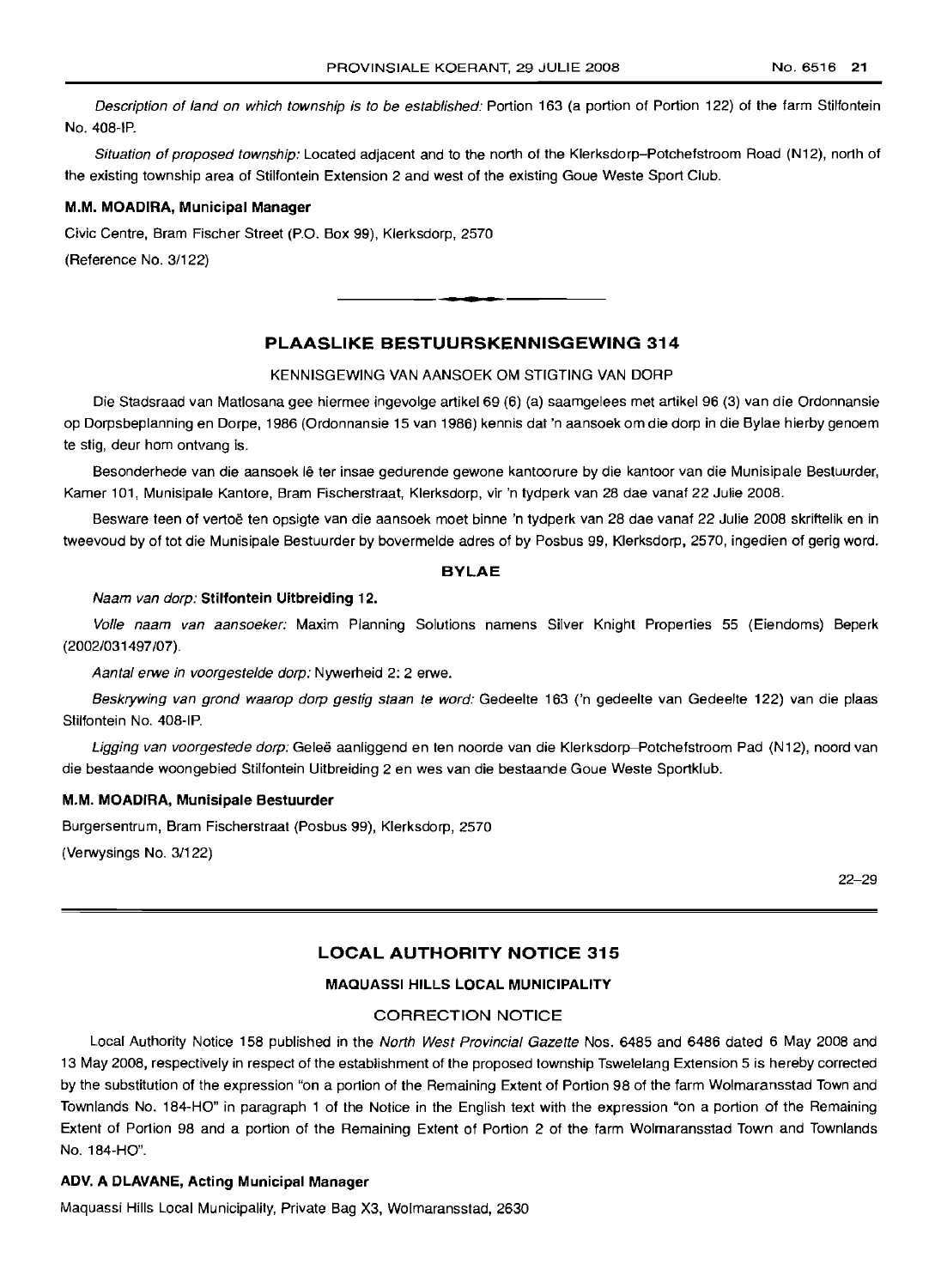*Description of land on which township is to be established:* Portion 163 (a portion of Portion 122) of the farm Stilfontein No. 408-IP.

*Situation of proposed township:* Located adjacent and to the north of the Klerksdorp–Potchefstroom Road (N12), north of the existing township area of Stilfontein Extension 2 and west of the existing Goue Weste Sport Club.

**M.M. MOADIRA, Municipal Manager**

Civic Centre, Bram Fischer Street (P.O. Box 99), Klerksdorp, 2570

(Reference No. 3/122)

---

## PLAASLIKE BESTUURSKENNISGEWING 314

### KENNISGEWING VAN AANSOEK OM STIGTING VAN DORP

Die Stadsraad van Matlosana gee hiermee ingevolge artikel 69 (6) (a) saamgelees met artikel 96 (3) van die Ordonnansie op Dorpsbeplanning en Dorpe, 1986 (Ordonnansie 15 van 1986) kennis dat 'n aansoek om die dorp in die Bylae hierby genoem te stig, deur hom ontvang is.

Besonderhede van die aansoek lê ter insae gedurende gewone kantoorure by die kantoor van die Munisipale Bestuurder, Kamer 101, Munisipale Kantore, Bram Fischerstraat, Klerksdorp, vir 'n tydperk van 28 dae vanaf 22 Julie 2008.

Besware teen of vertoë ten opsigte van die aansoek moet binne 'n tydperk van 28 dae vanaf 22 Julie 2008 skriftelik en in tweevoud by of tot die Munisipale Bestuurder by bovermelde adres of by Posbus 99, Klerksdorp, 2570, ingedien of gerig word.

### BYLAE

*Naam van dorp:* **Stilfontein Uitbreiding 12.**

*Volle naam van aansoeker:* Maxim Planning Solutions namens Silver Knight Properties 55 (Eiendoms) Beperk (2002/031497/07).

*Aantal erwe in voorgestelde dorp:* Nywerheid 2: 2 erwe.

*Beskrywing van grond waarop dorp gestig staan te word:* Gedeelte 163 ('n gedeelte van Gedeelte 122) van die plaas Stilfontein No. 408-IP.

*Ligging van voorgestede dorp:* Geleë aanliggend en ten noorde van die Klerksdorp–Potchefstroom Pad (N12), noord van die bestaande woongebied Stilfontein Uitbreiding 2 en wes van die bestaande Goue Weste Sportklub.

**M.M. MOADIRA, Munisipale Bestuurder**

Burgersentrum, Bram Fischerstraat (Posbus 99), Klerksdorp, 2570

(Verwysings No. 3/122)

22–29

---

## LOCAL AUTHORITY NOTICE 315

### MAQUASSI HILLS LOCAL MUNICIPALITY

### CORRECTION NOTICE

Local Authority Notice 158 published in the *North West Provincial Gazette* Nos. 6485 and 6486 dated 6 May 2008 and 13 May 2008, respectively in respect of the establishment of the proposed township Tswelelang Extension 5 is hereby corrected by the substitution of the expression "on a portion of the Remaining Extent of Portion 98 of the farm Wolmaransstad Town and Townlands No. 184-HO" in paragraph 1 of the Notice in the English text with the expression "on a portion of the Remaining Extent of Portion 98 and a portion of the Remaining Extent of Portion 2 of the farm Wolmaransstad Town and Townlands No. 184-HO".

**ADV. A DLAVANE, Acting Municipal Manager**

Maquassi Hills Local Municipality, Private Bag X3, Wolmaransstad, 2630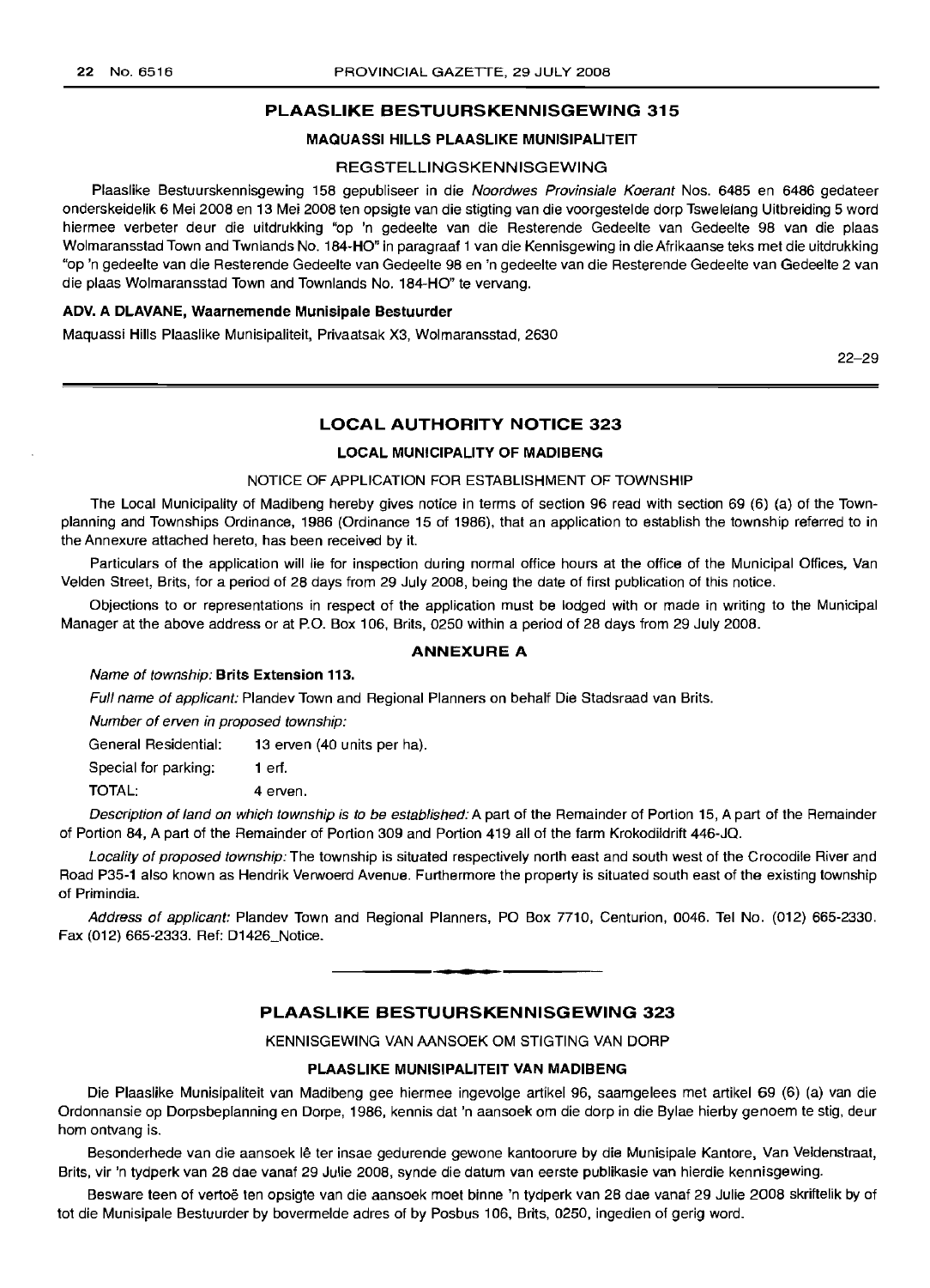## PLAASLIKE BESTUURSKENNISGEWING 315

### MAQUASSI HILLS PLAASLIKE MUNISIPALITEIT

REGSTELLINGSKENNISGEWING

Plaaslike Bestuurskennisgewing 158 gepubliseer in die *Noordwes Provinsiale Koerant* Nos. 6485 en 6486 gedateer onderskeidelik 6 Mei 2008 en 13 Mei 2008 ten opsigte van die stigting van die voorgestelde dorp Tswelelang Uitbreiding 5 word hiermee verbeter deur die uitdrukking "op 'n gedeelte van die Resterende Gedeelte van Gedeelte 98 van die plaas Wolmaransstad Town and Twnlands No. 184-HO" in paragraaf 1 van die Kennisgewing in die Afrikaanse teks met die uitdrukking "op 'n gedeelte van die Resterende Gedeelte van Gedeelte 98 en 'n gedeelte van die Resterende Gedeelte van Gedeelte 2 van die plaas Wolmaransstad Town and Townlands No. 184-HO" te vervang.

**ADV. A DLAVANE, Waarnemende Munisipale Bestuurder**

Maquassi Hills Plaaslike Munisipaliteit, Privaatsak X3, Wolmaransstad, 2630

22–29

---

## LOCAL AUTHORITY NOTICE 323

### LOCAL MUNICIPALITY OF MADIBENG

NOTICE OF APPLICATION FOR ESTABLISHMENT OF TOWNSHIP

The Local Municipality of Madibeng hereby gives notice in terms of section 96 read with section 69 (6) (a) of the Town-planning and Townships Ordinance, 1986 (Ordinance 15 of 1986), that an application to establish the township referred to in the Annexure attached hereto, has been received by it.

Particulars of the application will lie for inspection during normal office hours at the office of the Municipal Offices, Van Velden Street, Brits, for a period of 28 days from 29 July 2008, being the date of first publication of this notice.

Objections to or representations in respect of the application must be lodged with or made in writing to the Municipal Manager at the above address or at P.O. Box 106, Brits, 0250 within a period of 28 days from 29 July 2008.

### ANNEXURE A

*Name of township:* **Brits Extension 113.**

*Full name of applicant:* Plandev Town and Regional Planners on behalf Die Stadsraad van Brits.

*Number of erven in proposed township:*

General Residential: 13 erven (40 units per ha).

Special for parking: 1 erf.

TOTAL: 4 erven.

*Description of land on which township is to be established:* A part of the Remainder of Portion 15, A part of the Remainder of Portion 84, A part of the Remainder of Portion 309 and Portion 419 all of the farm Krokodildrift 446-JQ.

*Locality of proposed township:* The township is situated respectively north east and south west of the Crocodile River and Road P35-1 also known as Hendrik Verwoerd Avenue. Furthermore the property is situated south east of the existing township of Primindia.

*Address of applicant:* Plandev Town and Regional Planners, PO Box 7710, Centurion, 0046. Tel No. (012) 665-2330. Fax (012) 665-2333. Ref: D1426_Notice.

---

## PLAASLIKE BESTUURSKENNISGEWING 323

KENNISGEWING VAN AANSOEK OM STIGTING VAN DORP

### PLAASLIKE MUNISIPALITEIT VAN MADIBENG

Die Plaaslike Munisipaliteit van Madibeng gee hiermee ingevolge artikel 96, saamgelees met artikel 69 (6) (a) van die Ordonnansie op Dorpsbeplanning en Dorpe, 1986, kennis dat 'n aansoek om die dorp in die Bylae hierby genoem te stig, deur hom ontvang is.

Besonderhede van die aansoek lê ter insae gedurende gewone kantoorure by die Munisipale Kantore, Van Veldenstraat, Brits, vir 'n tydperk van 28 dae vanaf 29 Julie 2008, synde die datum van eerste publikasie van hierdie kennisgewing.

Besware teen of vertoë ten opsigte van die aansoek moet binne 'n tydperk van 28 dae vanaf 29 Julie 2008 skriftelik by of tot die Munisipale Bestuurder by bovermelde adres of by Posbus 106, Brits, 0250, ingedien of gerig word.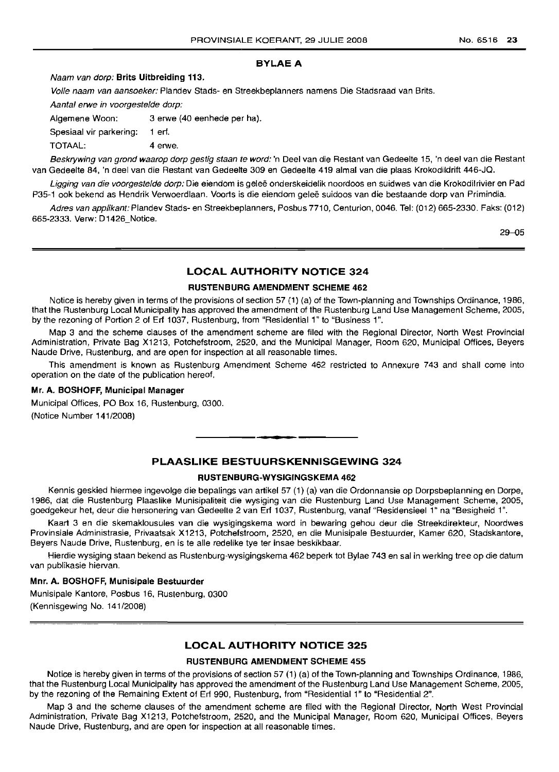**BYLAE A**

*Naam van dorp:* **Brits Uitbreiding 113.**

*Volle naam van aansoeker:* Plandev Stads- en Streekbeplanners namens Die Stadsraad van Brits.

*Aantal erwe in voorgestelde dorp:*

Algemene Woon: 3 erwe (40 eenhede per ha).

Spesiaal vir parkering: 1 erf.

TOTAAL: 4 erwe.

*Beskrywing van grond waarop dorp gestig staan te word:* 'n Deel van die Restant van Gedeelte 15, 'n deel van die Restant van Gedeelte 84, 'n deel van die Restant van Gedeelte 309 en Gedeelte 419 almal van die plaas Krokodildrift 446-JQ.

*Ligging van die voorgestelde dorp:* Die eiendom is geleë onderskeidelik noordoos en suidwes van die Krokodilrivier en Pad P35-1 ook bekend as Hendrik Verwoerdlaan. Voorts is die eiendom geleë suidoos van die bestaande dorp van Primindia.

*Adres van applikant:* Plandev Stads- en Streekbeplanners, Posbus 7710, Centurion, 0046. Tel: (012) 665-2330. Faks: (012) 665-2333. Verw: D1426_Notice.

29–05

## LOCAL AUTHORITY NOTICE 324

### RUSTENBURG AMENDMENT SCHEME 462

Notice is hereby given in terms of the provisions of section 57 (1) (a) of the Town-planning and Townships Ordinance, 1986, that the Rustenburg Local Municipality has approved the amendment of the Rustenburg Land Use Management Scheme, 2005, by the rezoning of Portion 2 of Erf 1037, Rustenburg, from "Residential 1" to "Business 1".

Map 3 and the scheme clauses of the amendment scheme are filed with the Regional Director, North West Provincial Administration, Private Bag X1213, Potchefstroom, 2520, and the Municipal Manager, Room 620, Municipal Offices, Beyers Naude Drive, Rustenburg, and are open for inspection at all reasonable times.

This amendment is known as Rustenburg Amendment Scheme 462 restricted to Annexure 743 and shall come into operation on the date of the publication hereof.

**Mr. A. BOSHOFF, Municipal Manager**

Municipal Offices, PO Box 16, Rustenburg, 0300.

(Notice Number 141/2008)

## PLAASLIKE BESTUURSKENNISGEWING 324

### RUSTENBURG-WYSIGINGSKEMA 462

Kennis geskied hiermee ingevolge die bepalings van artikel 57 (1) (a) van die Ordonnansie op Dorpsbeplanning en Dorpe, 1986, dat die Rustenburg Plaaslike Munisipaliteit die wysiging van die Rustenburg Land Use Management Scheme, 2005, goedgekeur het, deur die hersonering van Gedeelte 2 van Erf 1037, Rustenburg, vanaf "Residensieel 1" na "Besigheid 1".

Kaart 3 en die skemaklousules van die wysigingskema word in bewaring gehou deur die Streekdirekteur, Noordwes Provinsiale Administrasie, Privaatsak X1213, Potchefstroom, 2520, en die Munisipale Bestuurder, Kamer 620, Stadskantore, Beyers Naude Drive, Rustenburg, en is te alle redelike tye ter insae beskikbaar.

Hierdie wysiging staan bekend as Rustenburg-wysigingskema 462 beperk tot Bylae 743 en sal in werking tree op die datum van publikasie hiervan.

**Mnr. A. BOSHOFF, Munisipale Bestuurder**

Munisipale Kantore, Posbus 16, Rustenburg, 0300

(Kennisgewing No. 141/2008)

## LOCAL AUTHORITY NOTICE 325

### RUSTENBURG AMENDMENT SCHEME 455

Notice is hereby given in terms of the provisions of section 57 (1) (a) of the Town-planning and Townships Ordinance, 1986, that the Rustenburg Local Municipality has approved the amendment of the Rustenburg Land Use Management Scheme, 2005, by the rezoning of the Remaining Extent of Erf 990, Rustenburg, from "Residential 1" to "Residential 2".

Map 3 and the scheme clauses of the amendment scheme are filed with the Regional Director, North West Provincial Administration, Private Bag X1213, Potchefstroom, 2520, and the Municipal Manager, Room 620, Municipal Offices, Beyers Naude Drive, Rustenburg, and are open for inspection at all reasonable times.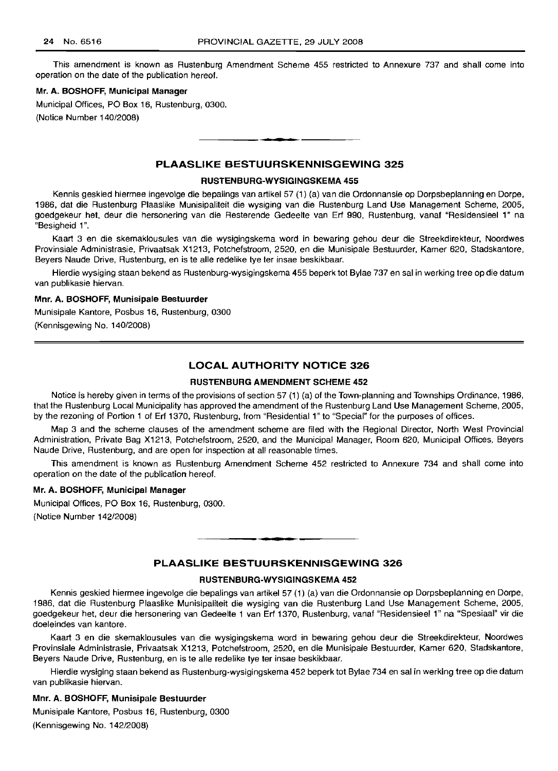This amendment is known as Rustenburg Amendment Scheme 455 restricted to Annexure 737 and shall come into operation on the date of the publication hereof.

**Mr. A. BOSHOFF, Municipal Manager**

Municipal Offices, PO Box 16, Rustenburg, 0300.

(Notice Number 140/2008)

## PLAASLIKE BESTUURSKENNISGEWING 325

### RUSTENBURG-WYSIGINGSKEMA 455

Kennis geskied hiermee ingevolge die bepalings van artikel 57 (1) (a) van die Ordonnansie op Dorpsbeplanning en Dorpe, 1986, dat die Rustenburg Plaaslike Munisipaliteit die wysiging van die Rustenburg Land Use Management Scheme, 2005, goedgekeur het, deur die hersonering van die Resterende Gedeelte van Erf 990, Rustenburg, vanaf "Residensieel 1" na "Besigheid 1".

Kaart 3 en die skemaklousules van die wysigingskema word in bewaring gehou deur die Streekdirekteur, Noordwes Provinsiale Administrasie, Privaatsak X1213, Potchefstroom, 2520, en die Munisipale Bestuurder, Kamer 620, Stadskantore, Beyers Naude Drive, Rustenburg, en is te alle redelike tye ter insae beskikbaar.

Hierdie wysiging staan bekend as Rustenburg-wysigingskema 455 beperk tot Bylae 737 en sal in werking tree op die datum van publikasie hiervan.

**Mnr. A. BOSHOFF, Munisipale Bestuurder**

Munisipale Kantore, Posbus 16, Rustenburg, 0300

(Kennisgewing No. 140/2008)

## LOCAL AUTHORITY NOTICE 326

### RUSTENBURG AMENDMENT SCHEME 452

Notice is hereby given in terms of the provisions of section 57 (1) (a) of the Town-planning and Townships Ordinance, 1986, that the Rustenburg Local Municipality has approved the amendment of the Rustenburg Land Use Management Scheme, 2005, by the rezoning of Portion 1 of Erf 1370, Rustenburg, from "Residential 1" to "Special" for the purposes of offices.

Map 3 and the scheme clauses of the amendment scheme are filed with the Regional Director, North West Provincial Administration, Private Bag X1213, Potchefstroom, 2520, and the Municipal Manager, Room 620, Municipal Offices, Beyers Naude Drive, Rustenburg, and are open for inspection at all reasonable times.

This amendment is known as Rustenburg Amendment Scheme 452 restricted to Annexure 734 and shall come into operation on the date of the publication hereof.

**Mr. A. BOSHOFF, Municipal Manager**

Municipal Offices, PO Box 16, Rustenburg, 0300.

(Notice Number 142/2008)

## PLAASLIKE BESTUURSKENNISGEWING 326

### RUSTENBURG-WYSIGINGSKEMA 452

Kennis geskied hiermee ingevolge die bepalings van artikel 57 (1) (a) van die Ordonnansie op Dorpsbeplanning en Dorpe, 1986, dat die Rustenburg Plaaslike Munisipaliteit die wysiging van die Rustenburg Land Use Management Scheme, 2005, goedgekeur het, deur die hersonering van Gedeelte 1 van Erf 1370, Rustenburg, vanaf "Residensieel 1" na "Spesiaal" vir die doeleindes van kantore.

Kaart 3 en die skemaklousules van die wysigingskema word in bewaring gehou deur die Streekdirekteur, Noordwes Provinsiale Administrasie, Privaatsak X1213, Potchefstroom, 2520, en die Munisipale Bestuurder, Kamer 620, Stadskantore, Beyers Naude Drive, Rustenburg, en is te alle redelike tye ter insae beskikbaar.

Hierdie wysiging staan bekend as Rustenburg-wysigingskema 452 beperk tot Bylae 734 en sal in werking tree op die datum van publikasie hiervan.

**Mnr. A. BOSHOFF, Munisipale Bestuurder**

Munisipale Kantore, Posbus 16, Rustenburg, 0300

(Kennisgewing No. 142/2008)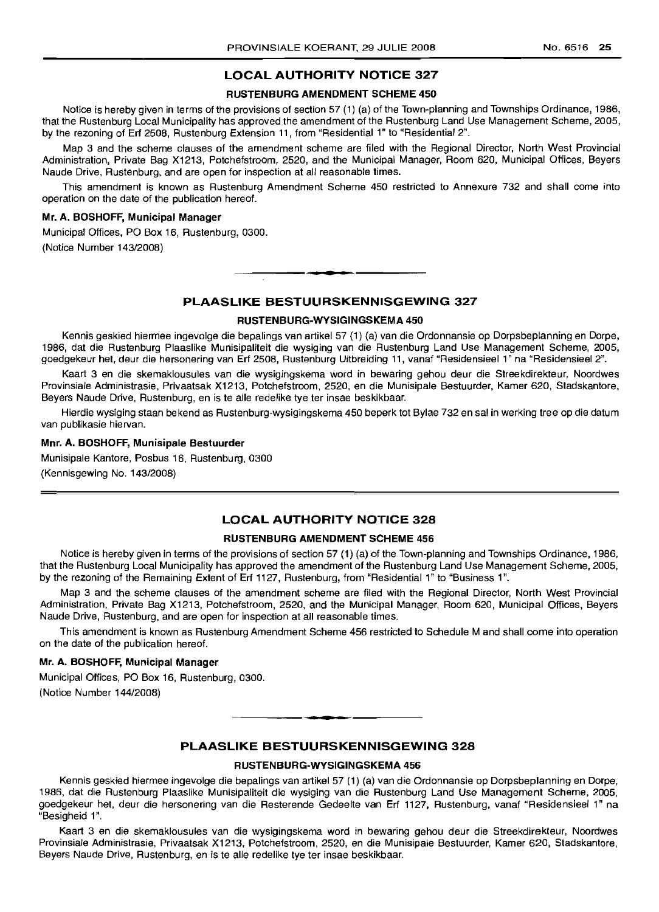## LOCAL AUTHORITY NOTICE 327

### RUSTENBURG AMENDMENT SCHEME 450

Notice is hereby given in terms of the provisions of section 57 (1) (a) of the Town-planning and Townships Ordinance, 1986, that the Rustenburg Local Municipality has approved the amendment of the Rustenburg Land Use Management Scheme, 2005, by the rezoning of Erf 2508, Rustenburg Extension 11, from "Residential 1" to "Residential 2".

Map 3 and the scheme clauses of the amendment scheme are filed with the Regional Director, North West Provincial Administration, Private Bag X1213, Potchefstroom, 2520, and the Municipal Manager, Room 620, Municipal Offices, Beyers Naude Drive, Rustenburg, and are open for inspection at all reasonable times.

This amendment is known as Rustenburg Amendment Scheme 450 restricted to Annexure 732 and shall come into operation on the date of the publication hereof.

**Mr. A. BOSHOFF, Municipal Manager**

Municipal Offices, PO Box 16, Rustenburg, 0300.

(Notice Number 143/2008)

---

## PLAASLIKE BESTUURSKENNISGEWING 327

### RUSTENBURG-WYSIGINGSKEMA 450

Kennis geskied hiermee ingevolge die bepalings van artikel 57 (1) (a) van die Ordonnansie op Dorpsbeplanning en Dorpe, 1986, dat die Rustenburg Plaaslike Munisipaliteit die wysiging van die Rustenburg Land Use Management Scheme, 2005, goedgekeur het, deur die hersonering van Erf 2508, Rustenburg Uitbreiding 11, vanaf "Residensieel 1" na "Residensieel 2".

Kaart 3 en die skemaklousules van die wysigingskema word in bewaring gehou deur die Streekdirekteur, Noordwes Provinsiale Administrasie, Privaatsak X1213, Potchefstroom, 2520, en die Munisipale Bestuurder, Kamer 620, Stadskantore, Beyers Naude Drive, Rustenburg, en is te alle redelike tye ter insae beskikbaar.

Hierdie wysiging staan bekend as Rustenburg-wysigingskema 450 beperk tot Bylae 732 en sal in werking tree op die datum van publikasie hiervan.

**Mnr. A. BOSHOFF, Munisipale Bestuurder**

Munisipale Kantore, Posbus 16, Rustenburg, 0300

(Kennisgewing No. 143/2008)

---

## LOCAL AUTHORITY NOTICE 328

### RUSTENBURG AMENDMENT SCHEME 456

Notice is hereby given in terms of the provisions of section 57 (1) (a) of the Town-planning and Townships Ordinance, 1986, that the Rustenburg Local Municipality has approved the amendment of the Rustenburg Land Use Management Scheme, 2005, by the rezoning of the Remaining Extent of Erf 1127, Rustenburg, from "Residential 1" to "Business 1".

Map 3 and the scheme clauses of the amendment scheme are filed with the Regional Director, North West Provincial Administration, Private Bag X1213, Potchefstroom, 2520, and the Municipal Manager, Room 620, Municipal Offices, Beyers Naude Drive, Rustenburg, and are open for inspection at all reasonable times.

This amendment is known as Rustenburg Amendment Scheme 456 restricted to Schedule M and shall come into operation on the date of the publication hereof.

**Mr. A. BOSHOFF, Municipal Manager**

Municipal Offices, PO Box 16, Rustenburg, 0300.

(Notice Number 144/2008)

---

## PLAASLIKE BESTUURSKENNISGEWING 328

### RUSTENBURG-WYSIGINGSKEMA 456

Kennis geskied hiermee ingevolge die bepalings van artikel 57 (1) (a) van die Ordonnansie op Dorpsbeplanning en Dorpe, 1986, dat die Rustenburg Plaaslike Munisipaliteit die wysiging van die Rustenburg Land Use Management Scheme, 2005, goedgekeur het, deur die hersonering van die Resterende Gedeelte van Erf 1127, Rustenburg, vanaf "Residensieel 1" na "Besigheid 1".

Kaart 3 en die skemaklousules van die wysigingskema word in bewaring gehou deur die Streekdirekteur, Noordwes Provinsiale Administrasie, Privaatsak X1213, Potchefstroom, 2520, en die Munisipale Bestuurder, Kamer 620, Stadskantore, Beyers Naude Drive, Rustenburg, en is te alle redelike tye ter insae beskikbaar.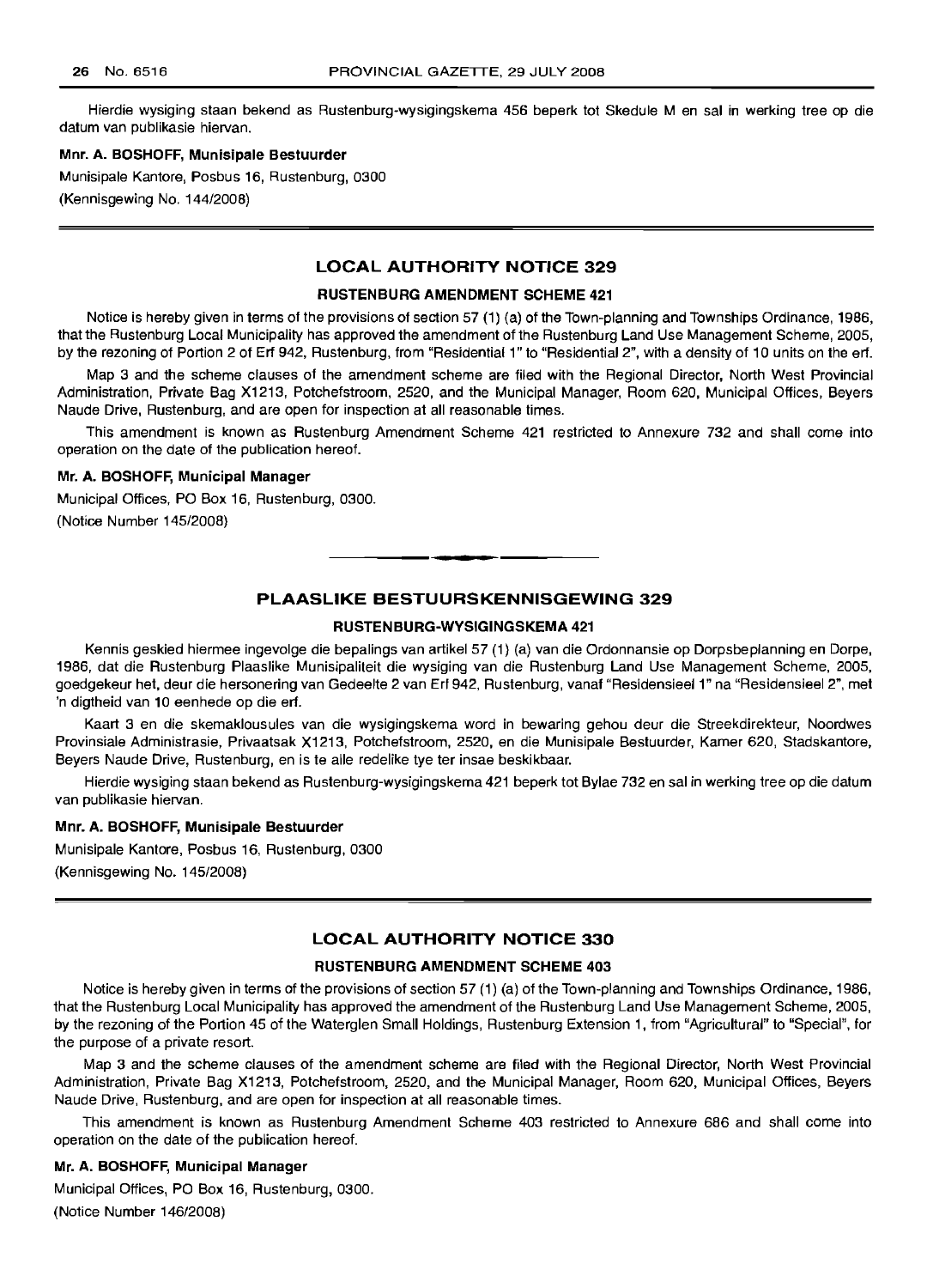Hierdie wysiging staan bekend as Rustenburg-wysigingskema 456 beperk tot Skedule M en sal in werking tree op die datum van publikasie hiervan.

**Mnr. A. BOSHOFF, Munisipale Bestuurder**

Munisipale Kantore, Posbus 16, Rustenburg, 0300

(Kennisgewing No. 144/2008)

## LOCAL AUTHORITY NOTICE 329

### RUSTENBURG AMENDMENT SCHEME 421

Notice is hereby given in terms of the provisions of section 57 (1) (a) of the Town-planning and Townships Ordinance, 1986, that the Rustenburg Local Municipality has approved the amendment of the Rustenburg Land Use Management Scheme, 2005, by the rezoning of Portion 2 of Erf 942, Rustenburg, from "Residential 1" to "Residential 2", with a density of 10 units on the erf.

Map 3 and the scheme clauses of the amendment scheme are filed with the Regional Director, North West Provincial Administration, Private Bag X1213, Potchefstroom, 2520, and the Municipal Manager, Room 620, Municipal Offices, Beyers Naude Drive, Rustenburg, and are open for inspection at all reasonable times.

This amendment is known as Rustenburg Amendment Scheme 421 restricted to Annexure 732 and shall come into operation on the date of the publication hereof.

**Mr. A. BOSHOFF, Municipal Manager**

Municipal Offices, PO Box 16, Rustenburg, 0300.

(Notice Number 145/2008)

## PLAASLIKE BESTUURSKENNISGEWING 329

### RUSTENBURG-WYSIGINGSKEMA 421

Kennis geskied hiermee ingevolge die bepalings van artikel 57 (1) (a) van die Ordonnansie op Dorpsbeplanning en Dorpe, 1986, dat die Rustenburg Plaaslike Munisipaliteit die wysiging van die Rustenburg Land Use Management Scheme, 2005, goedgekeur het, deur die hersonering van Gedeelte 2 van Erf 942, Rustenburg, vanaf "Residensieel 1" na "Residensieel 2", met 'n digtheid van 10 eenhede op die erf.

Kaart 3 en die skemaklousules van die wysigingskema word in bewaring gehou deur die Streekdirekteur, Noordwes Provinsiale Administrasie, Privaatsak X1213, Potchefstroom, 2520, en die Munisipale Bestuurder, Kamer 620, Stadskantore, Beyers Naude Drive, Rustenburg, en is te alle redelike tye ter insae beskikbaar.

Hierdie wysiging staan bekend as Rustenburg-wysigingskema 421 beperk tot Bylae 732 en sal in werking tree op die datum van publikasie hiervan.

**Mnr. A. BOSHOFF, Munisipale Bestuurder**

Munisipale Kantore, Posbus 16, Rustenburg, 0300

(Kennisgewing No. 145/2008)

## LOCAL AUTHORITY NOTICE 330

### RUSTENBURG AMENDMENT SCHEME 403

Notice is hereby given in terms of the provisions of section 57 (1) (a) of the Town-planning and Townships Ordinance, 1986, that the Rustenburg Local Municipality has approved the amendment of the Rustenburg Land Use Management Scheme, 2005, by the rezoning of the Portion 45 of the Waterglen Small Holdings, Rustenburg Extension 1, from "Agricultural" to "Special", for the purpose of a private resort.

Map 3 and the scheme clauses of the amendment scheme are filed with the Regional Director, North West Provincial Administration, Private Bag X1213, Potchefstroom, 2520, and the Municipal Manager, Room 620, Municipal Offices, Beyers Naude Drive, Rustenburg, and are open for inspection at all reasonable times.

This amendment is known as Rustenburg Amendment Scheme 403 restricted to Annexure 686 and shall come into operation on the date of the publication hereof.

**Mr. A. BOSHOFF, Municipal Manager**

Municipal Offices, PO Box 16, Rustenburg, 0300.

(Notice Number 146/2008)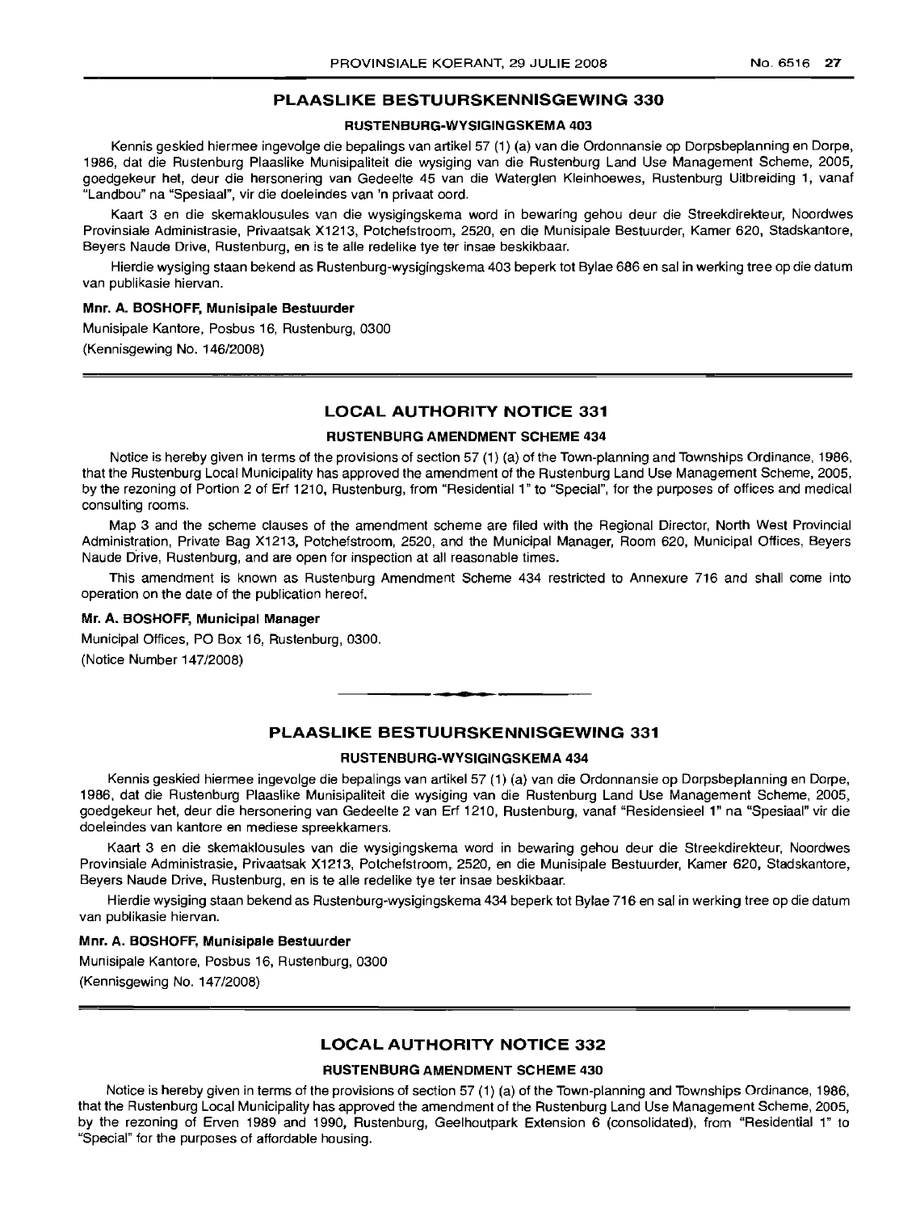## PLAASLIKE BESTUURSKENNISGEWING 330

### RUSTENBURG-WYSIGINGSKEMA 403

Kennis geskied hiermee ingevolge die bepalings van artikel 57 (1) (a) van die Ordonnansie op Dorpsbeplanning en Dorpe, 1986, dat die Rustenburg Plaaslike Munisipaliteit die wysiging van die Rustenburg Land Use Management Scheme, 2005, goedgekeur het, deur die hersonering van Gedeelte 45 van die Waterglen Kleinhoewes, Rustenburg Uitbreiding 1, vanaf "Landbou" na "Spesiaal", vir die doeleindes van 'n privaat oord.

Kaart 3 en die skemaklousules van die wysigingskema word in bewaring gehou deur die Streekdirekteur, Noordwes Provinsiale Administrasie, Privaatsak X1213, Potchefstroom, 2520, en die Munisipale Bestuurder, Kamer 620, Stadskantore, Beyers Naude Drive, Rustenburg, en is te alle redelike tye ter insae beskikbaar.

Hierdie wysiging staan bekend as Rustenburg-wysigingskema 403 beperk tot Bylae 686 en sal in werking tree op die datum van publikasie hiervan.

**Mnr. A. BOSHOFF, Munisipale Bestuurder**

Munisipale Kantore, Posbus 16, Rustenburg, 0300

(Kennisgewing No. 146/2008)

---

## LOCAL AUTHORITY NOTICE 331

### RUSTENBURG AMENDMENT SCHEME 434

Notice is hereby given in terms of the provisions of section 57 (1) (a) of the Town-planning and Townships Ordinance, 1986, that the Rustenburg Local Municipality has approved the amendment of the Rustenburg Land Use Management Scheme, 2005, by the rezoning of Portion 2 of Erf 1210, Rustenburg, from "Residential 1" to "Special", for the purposes of offices and medical consulting rooms.

Map 3 and the scheme clauses of the amendment scheme are filed with the Regional Director, North West Provincial Administration, Private Bag X1213, Potchefstroom, 2520, and the Municipal Manager, Room 620, Municipal Offices, Beyers Naude Drive, Rustenburg, and are open for inspection at all reasonable times.

This amendment is known as Rustenburg Amendment Scheme 434 restricted to Annexure 716 and shall come into operation on the date of the publication hereof.

**Mr. A. BOSHOFF, Municipal Manager**

Municipal Offices, PO Box 16, Rustenburg, 0300.

(Notice Number 147/2008)

---

## PLAASLIKE BESTUURSKENNISGEWING 331

### RUSTENBURG-WYSIGINGSKEMA 434

Kennis geskied hiermee ingevolge die bepalings van artikel 57 (1) (a) van die Ordonnansie op Dorpsbeplanning en Dorpe, 1986, dat die Rustenburg Plaaslike Munisipaliteit die wysiging van die Rustenburg Land Use Management Scheme, 2005, goedgekeur het, deur die hersonering van Gedeelte 2 van Erf 1210, Rustenburg, vanaf "Residensieel 1" na "Spesiaal" vir die doeleindes van kantore en mediese spreekkamers.

Kaart 3 en die skemaklousules van die wysigingskema word in bewaring gehou deur die Streekdirekteur, Noordwes Provinsiale Administrasie, Privaatsak X1213, Potchefstroom, 2520, en die Munisipale Bestuurder, Kamer 620, Stadskantore, Beyers Naude Drive, Rustenburg, en is te alle redelike tye ter insae beskikbaar.

Hierdie wysiging staan bekend as Rustenburg-wysigingskema 434 beperk tot Bylae 716 en sal in werking tree op die datum van publikasie hiervan.

**Mnr. A. BOSHOFF, Munisipale Bestuurder**

Munisipale Kantore, Posbus 16, Rustenburg, 0300

(Kennisgewing No. 147/2008)

---

## LOCAL AUTHORITY NOTICE 332

### RUSTENBURG AMENDMENT SCHEME 430

Notice is hereby given in terms of the provisions of section 57 (1) (a) of the Town-planning and Townships Ordinance, 1986, that the Rustenburg Local Municipality has approved the amendment of the Rustenburg Land Use Management Scheme, 2005, by the rezoning of Erven 1989 and 1990, Rustenburg, Geelhoutpark Extension 6 (consolidated), from "Residential 1" to "Special" for the purposes of affordable housing.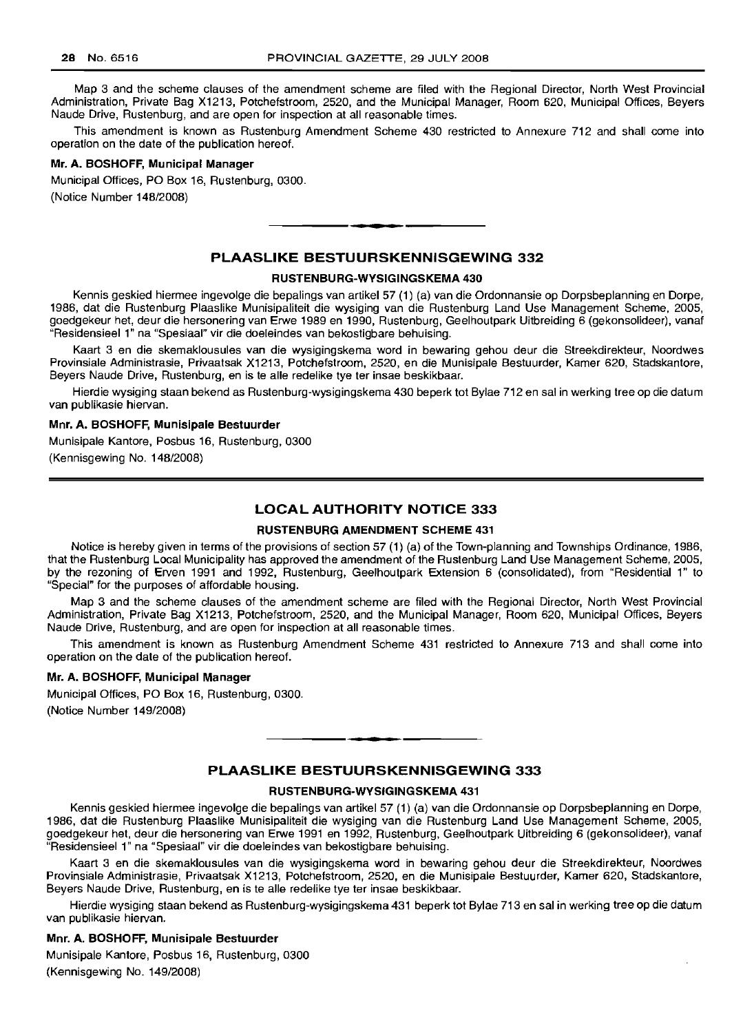Map 3 and the scheme clauses of the amendment scheme are filed with the Regional Director, North West Provincial Administration, Private Bag X1213, Potchefstroom, 2520, and the Municipal Manager, Room 620, Municipal Offices, Beyers Naude Drive, Rustenburg, and are open for inspection at all reasonable times.

This amendment is known as Rustenburg Amendment Scheme 430 restricted to Annexure 712 and shall come into operation on the date of the publication hereof.

**Mr. A. BOSHOFF, Municipal Manager**

Municipal Offices, PO Box 16, Rustenburg, 0300.

(Notice Number 148/2008)

## PLAASLIKE BESTUURSKENNISGEWING 332

### RUSTENBURG-WYSIGINGSKEMA 430

Kennis geskied hiermee ingevolge die bepalings van artikel 57 (1) (a) van die Ordonnansie op Dorpsbeplanning en Dorpe, 1986, dat die Rustenburg Plaaslike Munisipaliteit die wysiging van die Rustenburg Land Use Management Scheme, 2005, goedgekeur het, deur die hersonering van Erwe 1989 en 1990, Rustenburg, Geelhoutpark Uitbreiding 6 (gekonsolideer), vanaf "Residensieel 1" na "Spesiaal" vir die doeleindes van bekostigbare behuising.

Kaart 3 en die skemaklousules van die wysigingskema word in bewaring gehou deur die Streekdirekteur, Noordwes Provinsiale Administrasie, Privaatsak X1213, Potchefstroom, 2520, en die Munisipale Bestuurder, Kamer 620, Stadskantore, Beyers Naude Drive, Rustenburg, en is te alle redelike tye ter insae beskikbaar.

Hierdie wysiging staan bekend as Rustenburg-wysigingskema 430 beperk tot Bylae 712 en sal in werking tree op die datum van publikasie hiervan.

**Mnr. A. BOSHOFF, Munisipale Bestuurder**

Munisipale Kantore, Posbus 16, Rustenburg, 0300

(Kennisgewing No. 148/2008)

## LOCAL AUTHORITY NOTICE 333

### RUSTENBURG AMENDMENT SCHEME 431

Notice is hereby given in terms of the provisions of section 57 (1) (a) of the Town-planning and Townships Ordinance, 1986, that the Rustenburg Local Municipality has approved the amendment of the Rustenburg Land Use Management Scheme, 2005, by the rezoning of Erven 1991 and 1992, Rustenburg, Geelhoutpark Extension 6 (consolidated), from "Residential 1" to "Special" for the purposes of affordable housing.

Map 3 and the scheme clauses of the amendment scheme are filed with the Regional Director, North West Provincial Administration, Private Bag X1213, Potchefstroom, 2520, and the Municipal Manager, Room 620, Municipal Offices, Beyers Naude Drive, Rustenburg, and are open for inspection at all reasonable times.

This amendment is known as Rustenburg Amendment Scheme 431 restricted to Annexure 713 and shall come into operation on the date of the publication hereof.

**Mr. A. BOSHOFF, Municipal Manager**

Municipal Offices, PO Box 16, Rustenburg, 0300.

(Notice Number 149/2008)

## PLAASLIKE BESTUURSKENNISGEWING 333

### RUSTENBURG-WYSIGINGSKEMA 431

Kennis geskied hiermee ingevolge die bepalings van artikel 57 (1) (a) van die Ordonnansie op Dorpsbeplanning en Dorpe, 1986, dat die Rustenburg Plaaslike Munisipaliteit die wysiging van die Rustenburg Land Use Management Scheme, 2005, goedgekeur het, deur die hersonering van Erwe 1991 en 1992, Rustenburg, Geelhoutpark Uitbreiding 6 (gekonsolideer), vanaf "Residensieel 1" na "Spesiaal" vir die doeleindes van bekostigbare behuising.

Kaart 3 en die skemaklousules van die wysigingskema word in bewaring gehou deur die Streekdirekteur, Noordwes Provinsiale Administrasie, Privaatsak X1213, Potchefstroom, 2520, en die Munisipale Bestuurder, Kamer 620, Stadskantore, Beyers Naude Drive, Rustenburg, en is te alle redelike tye ter insae beskikbaar.

Hierdie wysiging staan bekend as Rustenburg-wysigingskema 431 beperk tot Bylae 713 en sal in werking tree op die datum van publikasie hiervan.

**Mnr. A. BOSHOFF, Munisipale Bestuurder**

Munisipale Kantore, Posbus 16, Rustenburg, 0300

(Kennisgewing No. 149/2008)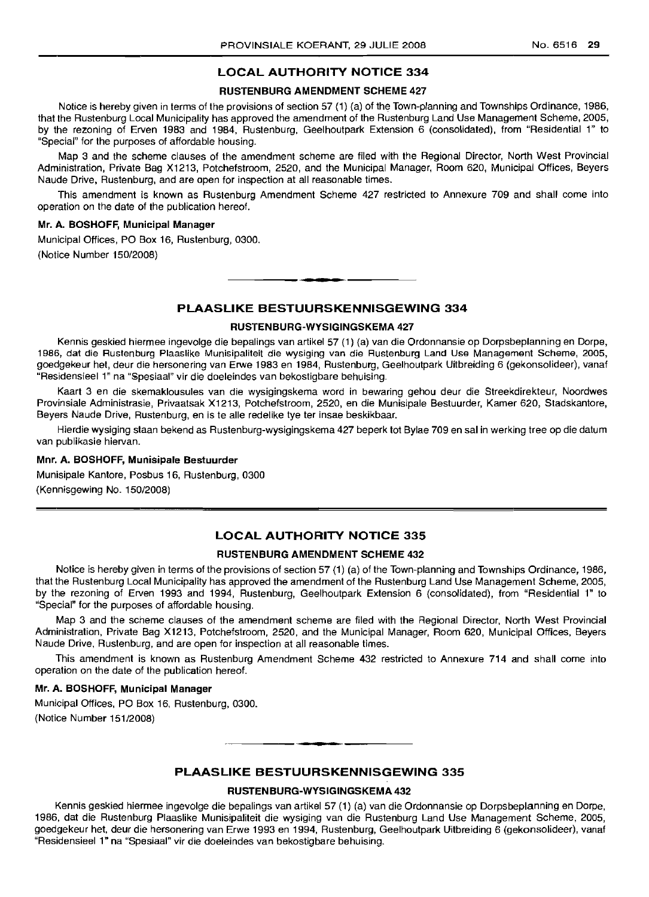## LOCAL AUTHORITY NOTICE 334

### RUSTENBURG AMENDMENT SCHEME 427

Notice is hereby given in terms of the provisions of section 57 (1) (a) of the Town-planning and Townships Ordinance, 1986, that the Rustenburg Local Municipality has approved the amendment of the Rustenburg Land Use Management Scheme, 2005, by the rezoning of Erven 1983 and 1984, Rustenburg, Geelhoutpark Extension 6 (consolidated), from "Residential 1" to "Special" for the purposes of affordable housing.

Map 3 and the scheme clauses of the amendment scheme are filed with the Regional Director, North West Provincial Administration, Private Bag X1213, Potchefstroom, 2520, and the Municipal Manager, Room 620, Municipal Offices, Beyers Naude Drive, Rustenburg, and are open for inspection at all reasonable times.

This amendment is known as Rustenburg Amendment Scheme 427 restricted to Annexure 709 and shall come into operation on the date of the publication hereof.

**Mr. A. BOSHOFF, Municipal Manager**

Municipal Offices, PO Box 16, Rustenburg, 0300.

(Notice Number 150/2008)

---

## PLAASLIKE BESTUURSKENNISGEWING 334

### RUSTENBURG-WYSIGINGSKEMA 427

Kennis geskied hiermee ingevolge die bepalings van artikel 57 (1) (a) van die Ordonnansie op Dorpsbeplanning en Dorpe, 1986, dat die Rustenburg Plaaslike Munisipaliteit die wysiging van die Rustenburg Land Use Management Scheme, 2005, goedgekeur het, deur die hersonering van Erwe 1983 en 1984, Rustenburg, Geelhoutpark Uitbreiding 6 (gekonsolideer), vanaf "Residensieel 1" na "Spesiaal" vir die doeleindes van bekostigbare behuising.

Kaart 3 en die skemaklousules van die wysigingskema word in bewaring gehou deur die Streekdirekteur, Noordwes Provinsiale Administrasie, Privaatsak X1213, Potchefstroom, 2520, en die Munisipale Bestuurder, Kamer 620, Stadskantore, Beyers Naude Drive, Rustenburg, en is te alle redelike tye ter insae beskikbaar.

Hierdie wysiging staan bekend as Rustenburg-wysigingskema 427 beperk tot Bylae 709 en sal in werking tree op die datum van publikasie hiervan.

**Mnr. A. BOSHOFF, Munisipale Bestuurder**

Munisipale Kantore, Posbus 16, Rustenburg, 0300

(Kennisgewing No. 150/2008)

---

## LOCAL AUTHORITY NOTICE 335

### RUSTENBURG AMENDMENT SCHEME 432

Notice is hereby given in terms of the provisions of section 57 (1) (a) of the Town-planning and Townships Ordinance, 1986, that the Rustenburg Local Municipality has approved the amendment of the Rustenburg Land Use Management Scheme, 2005, by the rezoning of Erven 1993 and 1994, Rustenburg, Geelhoutpark Extension 6 (consolidated), from "Residential 1" to "Special" for the purposes of affordable housing.

Map 3 and the scheme clauses of the amendment scheme are filed with the Regional Director, North West Provincial Administration, Private Bag X1213, Potchefstroom, 2520, and the Municipal Manager, Room 620, Municipal Offices, Beyers Naude Drive, Rustenburg, and are open for inspection at all reasonable times.

This amendment is known as Rustenburg Amendment Scheme 432 restricted to Annexure 714 and shall come into operation on the date of the publication hereof.

**Mr. A. BOSHOFF, Municipal Manager**

Municipal Offices, PO Box 16, Rustenburg, 0300.

(Notice Number 151/2008)

---

## PLAASLIKE BESTUURSKENNISGEWING 335

### RUSTENBURG-WYSIGINGSKEMA 432

Kennis geskied hiermee ingevolge die bepalings van artikel 57 (1) (a) van die Ordonnansie op Dorpsbeplanning en Dorpe, 1986, dat die Rustenburg Plaaslike Munisipaliteit die wysiging van die Rustenburg Land Use Management Scheme, 2005, goedgekeur het, deur die hersonering van Erwe 1993 en 1994, Rustenburg, Geelhoutpark Uitbreiding 6 (gekonsolideer), vanaf "Residensieel 1" na "Spesiaal" vir die doeleindes van bekostigbare behuising.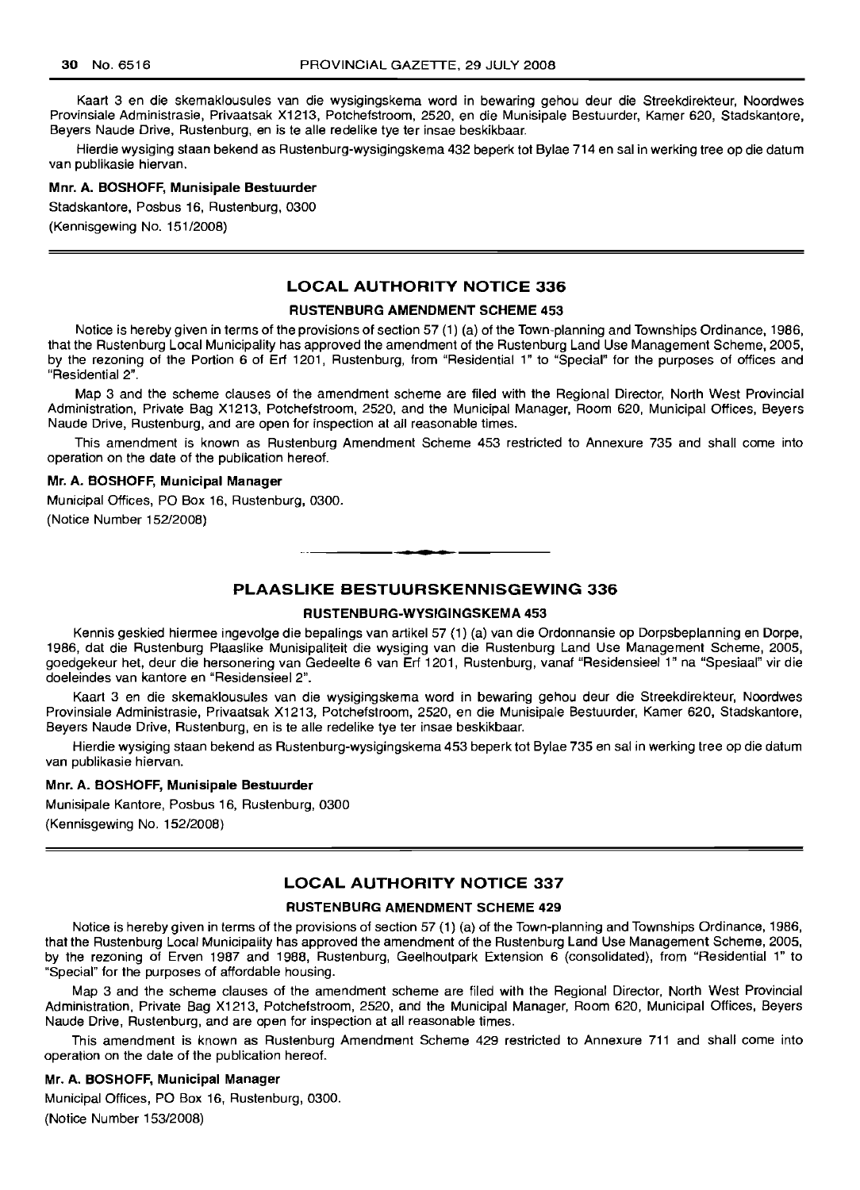Kaart 3 en die skemaklousules van die wysigingskema word in bewaring gehou deur die Streekdirekteur, Noordwes Provinsiale Administrasie, Privaatsak X1213, Potchefstroom, 2520, en die Munisipale Bestuurder, Kamer 620, Stadskantore, Beyers Naude Drive, Rustenburg, en is te aile redelike tye ter insae beskikbaar.

Hierdie wysiging staan bekend as Rustenburg-wysigingskema 432 beperk tot Bylae 714 en sal in werking tree op die datum van publikasie hiervan.

**Mnr. A. BOSHOFF, Munisipale Bestuurder**

Stadskantore, Posbus 16, Rustenburg, 0300

(Kennisgewing No. 151/2008)

---

## LOCAL AUTHORITY NOTICE 336

### RUSTENBURG AMENDMENT SCHEME 453

Notice is hereby given in terms of the provisions of section 57 (1) (a) of the Town-planning and Townships Ordinance, 1986, that the Rustenburg Local Municipality has approved the amendment of the Rustenburg Land Use Management Scheme, 2005, by the rezoning of the Portion 6 of Erf 1201, Rustenburg, from "Residential 1" to "Special" for the purposes of offices and "Residential 2".

Map 3 and the scheme clauses of the amendment scheme are filed with the Regional Director, North West Provincial Administration, Private Bag X1213, Potchefstroom, 2520, and the Municipal Manager, Room 620, Municipal Offices, Beyers Naude Drive, Rustenburg, and are open for inspection at all reasonable times.

This amendment is known as Rustenburg Amendment Scheme 453 restricted to Annexure 735 and shall come into operation on the date of the publication hereof.

**Mr. A. BOSHOFF, Municipal Manager**

Municipal Offices, PO Box 16, Rustenburg, 0300.

(Notice Number 152/2008)

---

## PLAASLIKE BESTUURSKENNISGEWING 336

### RUSTENBURG-WYSIGINGSKEMA 453

Kennis geskied hiermee ingevolge die bepalings van artikel 57 (1) (a) van die Ordonnansie op Dorpsbeplanning en Dorpe, 1986, dat die Rustenburg Plaaslike Munisipaliteit die wysiging van die Rustenburg Land Use Management Scheme, 2005, goedgekeur het, deur die hersonering van Gedeelte 6 van Erf 1201, Rustenburg, vanaf "Residensieel 1" na "Spesiaal" vir die doeleindes van kantore en "Residensieel 2".

Kaart 3 en die skemaklousules van die wysigingskema word in bewaring gehou deur die Streekdirekteur, Noordwes Provinsiale Administrasie, Privaatsak X1213, Potchefstroom, 2520, en die Munisipale Bestuurder, Kamer 620, Stadskantore, Beyers Naude Drive, Rustenburg, en is te aile redelike tye ter insae beskikbaar.

Hierdie wysiging staan bekend as Rustenburg-wysigingskema 453 beperk tot Bylae 735 en sal in werking tree op die datum van publikasie hiervan.

**Mnr. A. BOSHOFF, Munisipale Bestuurder**

Munisipale Kantore, Posbus 16, Rustenburg, 0300

(Kennisgewing No. 152/2008)

---

## LOCAL AUTHORITY NOTICE 337

### RUSTENBURG AMENDMENT SCHEME 429

Notice is hereby given in terms of the provisions of section 57 (1) (a) of the Town-planning and Townships Ordinance, 1986, that the Rustenburg Local Municipality has approved the amendment of the Rustenburg Land Use Management Scheme, 2005, by the rezoning of Erven 1987 and 1988, Rustenburg, Geelhoutpark Extension 6 (consolidated), from "Residential 1" to "Special" for the purposes of affordable housing.

Map 3 and the scheme clauses of the amendment scheme are filed with the Regional Director, North West Provincial Administration, Private Bag X1213, Potchefstroom, 2520, and the Municipal Manager, Room 620, Municipal Offices, Beyers Naude Drive, Rustenburg, and are open for inspection at all reasonable times.

This amendment is known as Rustenburg Amendment Scheme 429 restricted to Annexure 711 and shall come into operation on the date of the publication hereof.

**Mr. A. BOSHOFF, Municipal Manager**

Municipal Offices, PO Box 16, Rustenburg, 0300.

(Notice Number 153/2008)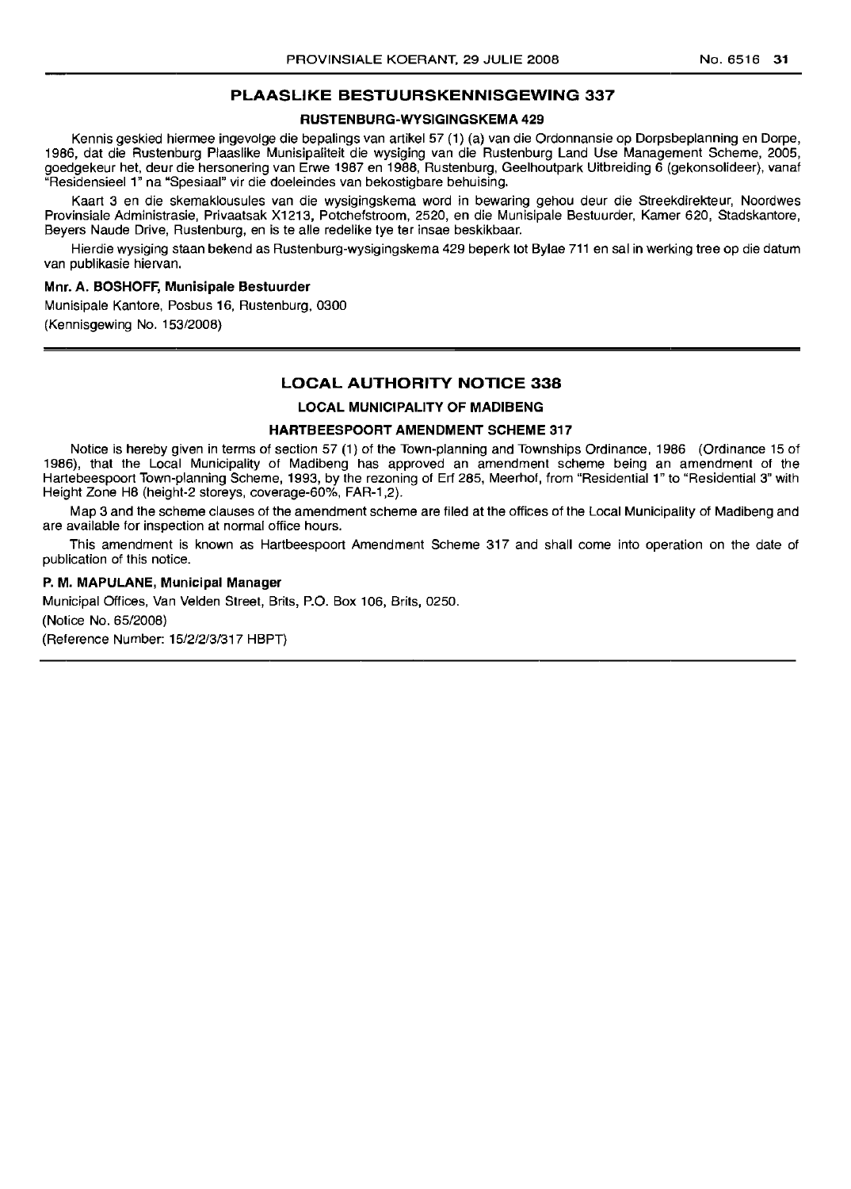## PLAASLIKE BESTUURSKENNISGEWING 337

### RUSTENBURG-WYSIGINGSKEMA 429

Kennis geskied hiermee ingevolge die bepalings van artikel 57 (1) (a) van die Ordonnansie op Dorpsbeplanning en Dorpe, 1986, dat die Rustenburg Plaaslike Munisipaliteit die wysiging van die Rustenburg Land Use Management Scheme, 2005, goedgekeur het, deur die hersonering van Erwe 1987 en 1988, Rustenburg, Geelhoutpark Uitbreiding 6 (gekonsolideer), vanaf "Residensieel 1" na "Spesiaal" vir die doeleindes van bekostigbare behuising.

Kaart 3 en die skemaklousules van die wysigingskema word in bewaring gehou deur die Streekdirekteur, Noordwes Provinsiale Administrasie, Privaatsak X1213, Potchefstroom, 2520, en die Munisipale Bestuurder, Kamer 620, Stadskantore, Beyers Naude Drive, Rustenburg, en is te alle redelike tye ter insae beskikbaar.

Hierdie wysiging staan bekend as Rustenburg-wysigingskema 429 beperk tot Bylae 711 en sal in werking tree op die datum van publikasie hiervan.

**Mnr. A. BOSHOFF, Munisipale Bestuurder**

Munisipale Kantore, Posbus 16, Rustenburg, 0300

(Kennisgewing No. 153/2008)

## LOCAL AUTHORITY NOTICE 338

### LOCAL MUNICIPALITY OF MADIBENG

### HARTBEESPOORT AMENDMENT SCHEME 317

Notice is hereby given in terms of section 57 (1) of the Town-planning and Townships Ordinance, 1986 (Ordinance 15 of 1986), that the Local Municipality of Madibeng has approved an amendment scheme being an amendment of the Hartebeespoort Town-planning Scheme, 1993, by the rezoning of Erf 285, Meerhof, from "Residential 1" to "Residential 3" with Height Zone H8 (height-2 storeys, coverage-60%, FAR-1,2).

Map 3 and the scheme clauses of the amendment scheme are filed at the offices of the Local Municipality of Madibeng and are available for inspection at normal office hours.

This amendment is known as Hartbeespoort Amendment Scheme 317 and shall come into operation on the date of publication of this notice.

**P. M. MAPULANE, Municipal Manager**

Municipal Offices, Van Velden Street, Brits, P.O. Box 106, Brits, 0250.

(Notice No. 65/2008)

(Reference Number: 15/2/2/3/317 HBPT)